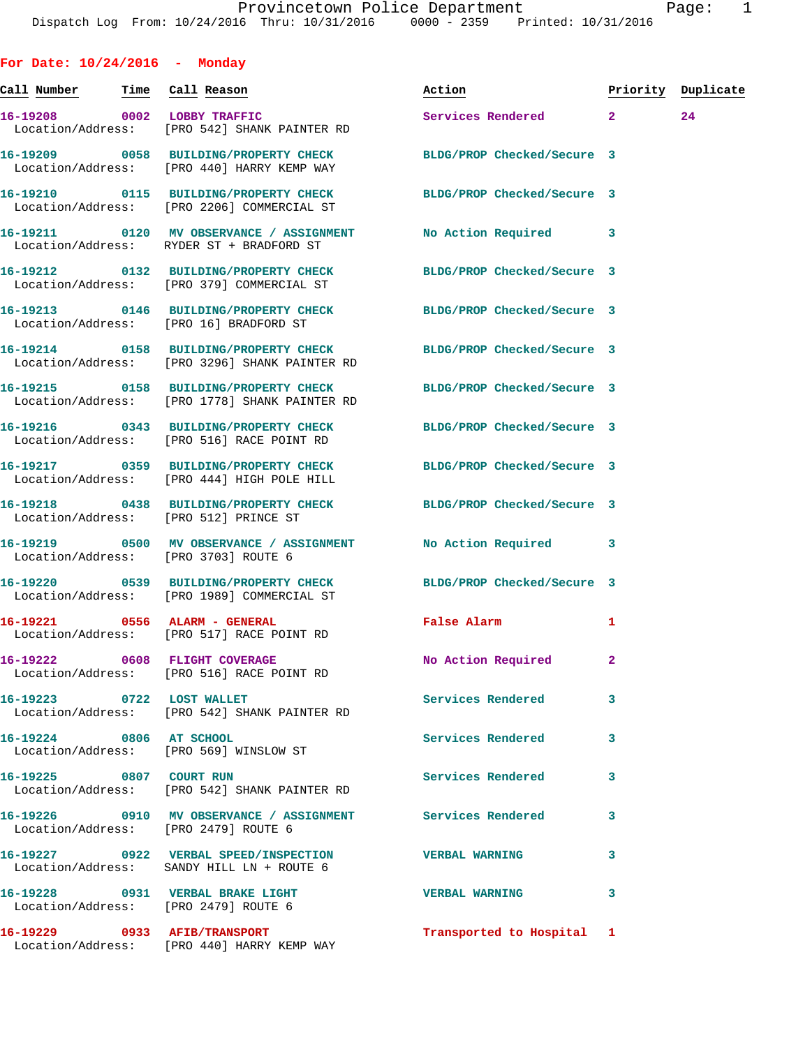Provincetown Police Department
Dispatch Log From: 10/24/2016 Thru: 10/31/2016 0000 - 2359 Printed: 10/31/2016

## For Date: 10/24/2016 - Monday

| Call Number | Time | Call Reason | Action | Priority | Duplicate |
|---|---|---|---|---|---|
| 16-19208 | 0002 | LOBBY TRAFFIC | Services Rendered | 2 | 24 |
| Location/Address: | | [PRO 542] SHANK PAINTER RD | | | |
| 16-19209 | 0058 | BUILDING/PROPERTY CHECK | BLDG/PROP Checked/Secure | 3 | |
| Location/Address: | | [PRO 440] HARRY KEMP WAY | | | |
| 16-19210 | 0115 | BUILDING/PROPERTY CHECK | BLDG/PROP Checked/Secure | 3 | |
| Location/Address: | | [PRO 2206] COMMERCIAL ST | | | |
| 16-19211 | 0120 | MV OBSERVANCE / ASSIGNMENT | No Action Required | 3 | |
| Location/Address: | | RYDER ST + BRADFORD ST | | | |
| 16-19212 | 0132 | BUILDING/PROPERTY CHECK | BLDG/PROP Checked/Secure | 3 | |
| Location/Address: | | [PRO 379] COMMERCIAL ST | | | |
| 16-19213 | 0146 | BUILDING/PROPERTY CHECK | BLDG/PROP Checked/Secure | 3 | |
| Location/Address: | | [PRO 16] BRADFORD ST | | | |
| 16-19214 | 0158 | BUILDING/PROPERTY CHECK | BLDG/PROP Checked/Secure | 3 | |
| Location/Address: | | [PRO 3296] SHANK PAINTER RD | | | |
| 16-19215 | 0158 | BUILDING/PROPERTY CHECK | BLDG/PROP Checked/Secure | 3 | |
| Location/Address: | | [PRO 1778] SHANK PAINTER RD | | | |
| 16-19216 | 0343 | BUILDING/PROPERTY CHECK | BLDG/PROP Checked/Secure | 3 | |
| Location/Address: | | [PRO 516] RACE POINT RD | | | |
| 16-19217 | 0359 | BUILDING/PROPERTY CHECK | BLDG/PROP Checked/Secure | 3 | |
| Location/Address: | | [PRO 444] HIGH POLE HILL | | | |
| 16-19218 | 0438 | BUILDING/PROPERTY CHECK | BLDG/PROP Checked/Secure | 3 | |
| Location/Address: | | [PRO 512] PRINCE ST | | | |
| 16-19219 | 0500 | MV OBSERVANCE / ASSIGNMENT | No Action Required | 3 | |
| Location/Address: | | [PRO 3703] ROUTE 6 | | | |
| 16-19220 | 0539 | BUILDING/PROPERTY CHECK | BLDG/PROP Checked/Secure | 3 | |
| Location/Address: | | [PRO 1989] COMMERCIAL ST | | | |
| 16-19221 | 0556 | ALARM - GENERAL | False Alarm | 1 | |
| Location/Address: | | [PRO 517] RACE POINT RD | | | |
| 16-19222 | 0608 | FLIGHT COVERAGE | No Action Required | 2 | |
| Location/Address: | | [PRO 516] RACE POINT RD | | | |
| 16-19223 | 0722 | LOST WALLET | Services Rendered | 3 | |
| Location/Address: | | [PRO 542] SHANK PAINTER RD | | | |
| 16-19224 | 0806 | AT SCHOOL | Services Rendered | 3 | |
| Location/Address: | | [PRO 569] WINSLOW ST | | | |
| 16-19225 | 0807 | COURT RUN | Services Rendered | 3 | |
| Location/Address: | | [PRO 542] SHANK PAINTER RD | | | |
| 16-19226 | 0910 | MV OBSERVANCE / ASSIGNMENT | Services Rendered | 3 | |
| Location/Address: | | [PRO 2479] ROUTE 6 | | | |
| 16-19227 | 0922 | VERBAL SPEED/INSPECTION | VERBAL WARNING | 3 | |
| Location/Address: | | SANDY HILL LN + ROUTE 6 | | | |
| 16-19228 | 0931 | VERBAL BRAKE LIGHT | VERBAL WARNING | 3 | |
| Location/Address: | | [PRO 2479] ROUTE 6 | | | |
| 16-19229 | 0933 | AFIB/TRANSPORT | Transported to Hospital | 1 | |
| Location/Address: | | [PRO 440] HARRY KEMP WAY | | | |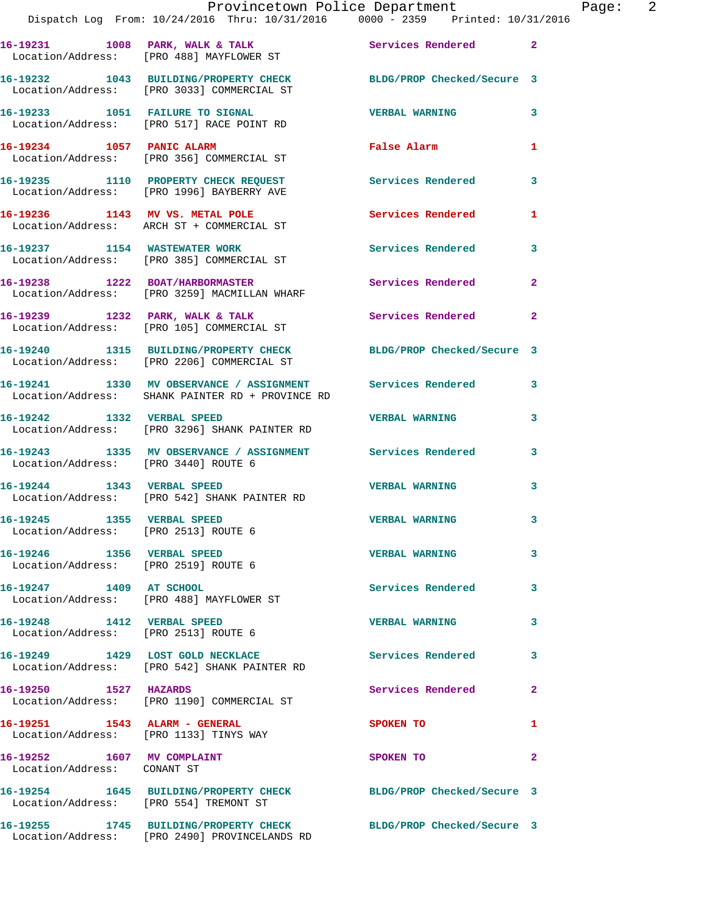16-19231 1008 PARK, WALK & TALK Services Rendered 2
Location/Address: [PRO 488] MAYFLOWER ST

16-19232 1043 BUILDING/PROPERTY CHECK BLDG/PROP Checked/Secure 3
Location/Address: [PRO 3033] COMMERCIAL ST

16-19233 1051 FAILURE TO SIGNAL VERBAL WARNING 3
Location/Address: [PRO 517] RACE POINT RD

16-19234 1057 PANIC ALARM False Alarm 1
Location/Address: [PRO 356] COMMERCIAL ST

16-19235 1110 PROPERTY CHECK REQUEST Services Rendered 3
Location/Address: [PRO 1996] BAYBERRY AVE

16-19236 1143 MV VS. METAL POLE Services Rendered 1
Location/Address: ARCH ST + COMMERCIAL ST

16-19237 1154 WASTEWATER WORK Services Rendered 3
Location/Address: [PRO 385] COMMERCIAL ST

16-19238 1222 BOAT/HARBORMASTER Services Rendered 2
Location/Address: [PRO 3259] MACMILLAN WHARF

16-19239 1232 PARK, WALK & TALK Services Rendered 2
Location/Address: [PRO 105] COMMERCIAL ST

16-19240 1315 BUILDING/PROPERTY CHECK BLDG/PROP Checked/Secure 3
Location/Address: [PRO 2206] COMMERCIAL ST

16-19241 1330 MV OBSERVANCE / ASSIGNMENT Services Rendered 3
Location/Address: SHANK PAINTER RD + PROVINCE RD

16-19242 1332 VERBAL SPEED VERBAL WARNING 3
Location/Address: [PRO 3296] SHANK PAINTER RD

16-19243 1335 MV OBSERVANCE / ASSIGNMENT Services Rendered 3
Location/Address: [PRO 3440] ROUTE 6

16-19244 1343 VERBAL SPEED VERBAL WARNING 3
Location/Address: [PRO 542] SHANK PAINTER RD

16-19245 1355 VERBAL SPEED VERBAL WARNING 3
Location/Address: [PRO 2513] ROUTE 6

16-19246 1356 VERBAL SPEED VERBAL WARNING 3
Location/Address: [PRO 2519] ROUTE 6

16-19247 1409 AT SCHOOL Services Rendered 3
Location/Address: [PRO 488] MAYFLOWER ST

16-19248 1412 VERBAL SPEED VERBAL WARNING 3
Location/Address: [PRO 2513] ROUTE 6

16-19249 1429 LOST GOLD NECKLACE Services Rendered 3
Location/Address: [PRO 542] SHANK PAINTER RD

16-19250 1527 HAZARDS Services Rendered 2
Location/Address: [PRO 1190] COMMERCIAL ST

16-19251 1543 ALARM - GENERAL SPOKEN TO 1
Location/Address: [PRO 1133] TINYS WAY

16-19252 1607 MV COMPLAINT SPOKEN TO 2
Location/Address: CONANT ST

16-19254 1645 BUILDING/PROPERTY CHECK BLDG/PROP Checked/Secure 3
Location/Address: [PRO 554] TREMONT ST

16-19255 1745 BUILDING/PROPERTY CHECK BLDG/PROP Checked/Secure 3
Location/Address: [PRO 2490] PROVINCELANDS RD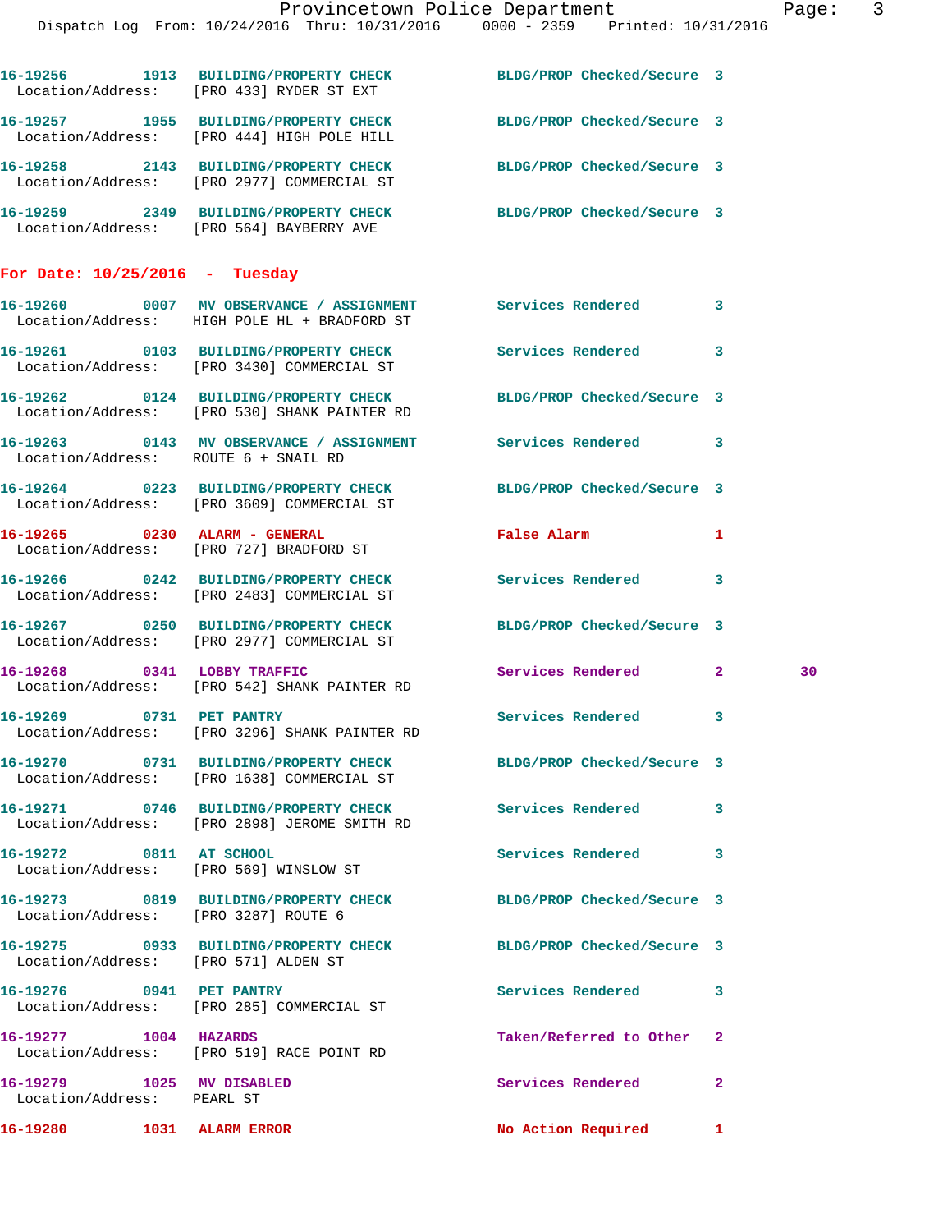```
16-19256        1913   BUILDING/PROPERTY CHECK          BLDG/PROP Checked/Secure  3
  Location/Address:    [PRO 433] RYDER ST EXT

16-19257        1955   BUILDING/PROPERTY CHECK          BLDG/PROP Checked/Secure  3
  Location/Address:    [PRO 444] HIGH POLE HILL

16-19258        2143   BUILDING/PROPERTY CHECK          BLDG/PROP Checked/Secure  3
  Location/Address:    [PRO 2977] COMMERCIAL ST

16-19259        2349   BUILDING/PROPERTY CHECK          BLDG/PROP Checked/Secure  3
  Location/Address:    [PRO 564] BAYBERRY AVE
```

**For Date: 10/25/2016 - Tuesday**

```
16-19260        0007   MV OBSERVANCE / ASSIGNMENT       Services Rendered         3
  Location/Address:    HIGH POLE HL + BRADFORD ST

16-19261        0103   BUILDING/PROPERTY CHECK          Services Rendered         3
  Location/Address:    [PRO 3430] COMMERCIAL ST

16-19262        0124   BUILDING/PROPERTY CHECK          BLDG/PROP Checked/Secure  3
  Location/Address:    [PRO 530] SHANK PAINTER RD

16-19263        0143   MV OBSERVANCE / ASSIGNMENT       Services Rendered         3
  Location/Address:    ROUTE 6 + SNAIL RD

16-19264        0223   BUILDING/PROPERTY CHECK          BLDG/PROP Checked/Secure  3
  Location/Address:    [PRO 3609] COMMERCIAL ST

16-19265        0230   ALARM - GENERAL                  False Alarm               1
  Location/Address:    [PRO 727] BRADFORD ST

16-19266        0242   BUILDING/PROPERTY CHECK          Services Rendered         3
  Location/Address:    [PRO 2483] COMMERCIAL ST

16-19267        0250   BUILDING/PROPERTY CHECK          BLDG/PROP Checked/Secure  3
  Location/Address:    [PRO 2977] COMMERCIAL ST

16-19268        0341   LOBBY TRAFFIC                    Services Rendered         2        30
  Location/Address:    [PRO 542] SHANK PAINTER RD

16-19269        0731   PET PANTRY                       Services Rendered         3
  Location/Address:    [PRO 3296] SHANK PAINTER RD

16-19270        0731   BUILDING/PROPERTY CHECK          BLDG/PROP Checked/Secure  3
  Location/Address:    [PRO 1638] COMMERCIAL ST

16-19271        0746   BUILDING/PROPERTY CHECK          Services Rendered         3
  Location/Address:    [PRO 2898] JEROME SMITH RD

16-19272        0811   AT SCHOOL                        Services Rendered         3
  Location/Address:    [PRO 569] WINSLOW ST

16-19273        0819   BUILDING/PROPERTY CHECK          BLDG/PROP Checked/Secure  3
  Location/Address:    [PRO 3287] ROUTE 6

16-19275        0933   BUILDING/PROPERTY CHECK          BLDG/PROP Checked/Secure  3
  Location/Address:    [PRO 571] ALDEN ST

16-19276        0941   PET PANTRY                       Services Rendered         3
  Location/Address:    [PRO 285] COMMERCIAL ST

16-19277        1004   HAZARDS                          Taken/Referred to Other   2
  Location/Address:    [PRO 519] RACE POINT RD

16-19279        1025   MV DISABLED                      Services Rendered         2
  Location/Address:    PEARL ST

16-19280        1031   ALARM ERROR                      No Action Required        1
```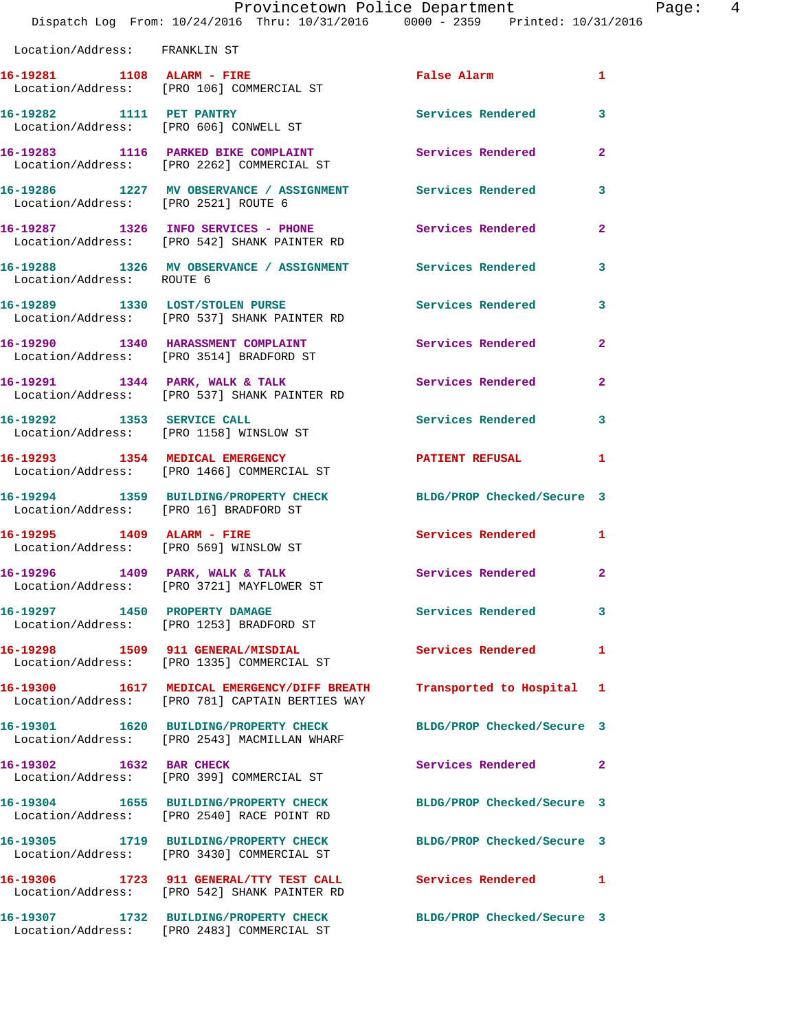Location/Address: FRANKLIN ST

**16-19281** 1108 **ALARM - FIRE** False Alarm 1
Location/Address: [PRO 106] COMMERCIAL ST

**16-19282** 1111 **PET PANTRY** Services Rendered 3
Location/Address: [PRO 606] CONWELL ST

**16-19283** 1116 **PARKED BIKE COMPLAINT** Services Rendered 2
Location/Address: [PRO 2262] COMMERCIAL ST

**16-19286** 1227 **MV OBSERVANCE / ASSIGNMENT** Services Rendered 3
Location/Address: [PRO 2521] ROUTE 6

**16-19287** 1326 **INFO SERVICES - PHONE** Services Rendered 2
Location/Address: [PRO 542] SHANK PAINTER RD

**16-19288** 1326 **MV OBSERVANCE / ASSIGNMENT** Services Rendered 3
Location/Address: ROUTE 6

**16-19289** 1330 **LOST/STOLEN PURSE** Services Rendered 3
Location/Address: [PRO 537] SHANK PAINTER RD

**16-19290** 1340 **HARASSMENT COMPLAINT** Services Rendered 2
Location/Address: [PRO 3514] BRADFORD ST

**16-19291** 1344 **PARK, WALK & TALK** Services Rendered 2
Location/Address: [PRO 537] SHANK PAINTER RD

**16-19292** 1353 **SERVICE CALL** Services Rendered 3
Location/Address: [PRO 1158] WINSLOW ST

**16-19293** 1354 **MEDICAL EMERGENCY** PATIENT REFUSAL 1
Location/Address: [PRO 1466] COMMERCIAL ST

**16-19294** 1359 **BUILDING/PROPERTY CHECK** BLDG/PROP Checked/Secure 3
Location/Address: [PRO 16] BRADFORD ST

**16-19295** 1409 **ALARM - FIRE** Services Rendered 1
Location/Address: [PRO 569] WINSLOW ST

**16-19296** 1409 **PARK, WALK & TALK** Services Rendered 2
Location/Address: [PRO 3721] MAYFLOWER ST

**16-19297** 1450 **PROPERTY DAMAGE** Services Rendered 3
Location/Address: [PRO 1253] BRADFORD ST

**16-19298** 1509 **911 GENERAL/MISDIAL** Services Rendered 1
Location/Address: [PRO 1335] COMMERCIAL ST

**16-19300** 1617 **MEDICAL EMERGENCY/DIFF BREATH** Transported to Hospital 1
Location/Address: [PRO 781] CAPTAIN BERTIES WAY

**16-19301** 1620 **BUILDING/PROPERTY CHECK** BLDG/PROP Checked/Secure 3
Location/Address: [PRO 2543] MACMILLAN WHARF

**16-19302** 1632 **BAR CHECK** Services Rendered 2
Location/Address: [PRO 399] COMMERCIAL ST

**16-19304** 1655 **BUILDING/PROPERTY CHECK** BLDG/PROP Checked/Secure 3
Location/Address: [PRO 2540] RACE POINT RD

**16-19305** 1719 **BUILDING/PROPERTY CHECK** BLDG/PROP Checked/Secure 3
Location/Address: [PRO 3430] COMMERCIAL ST

**16-19306** 1723 **911 GENERAL/TTY TEST CALL** Services Rendered 1
Location/Address: [PRO 542] SHANK PAINTER RD

**16-19307** 1732 **BUILDING/PROPERTY CHECK** BLDG/PROP Checked/Secure 3
Location/Address: [PRO 2483] COMMERCIAL ST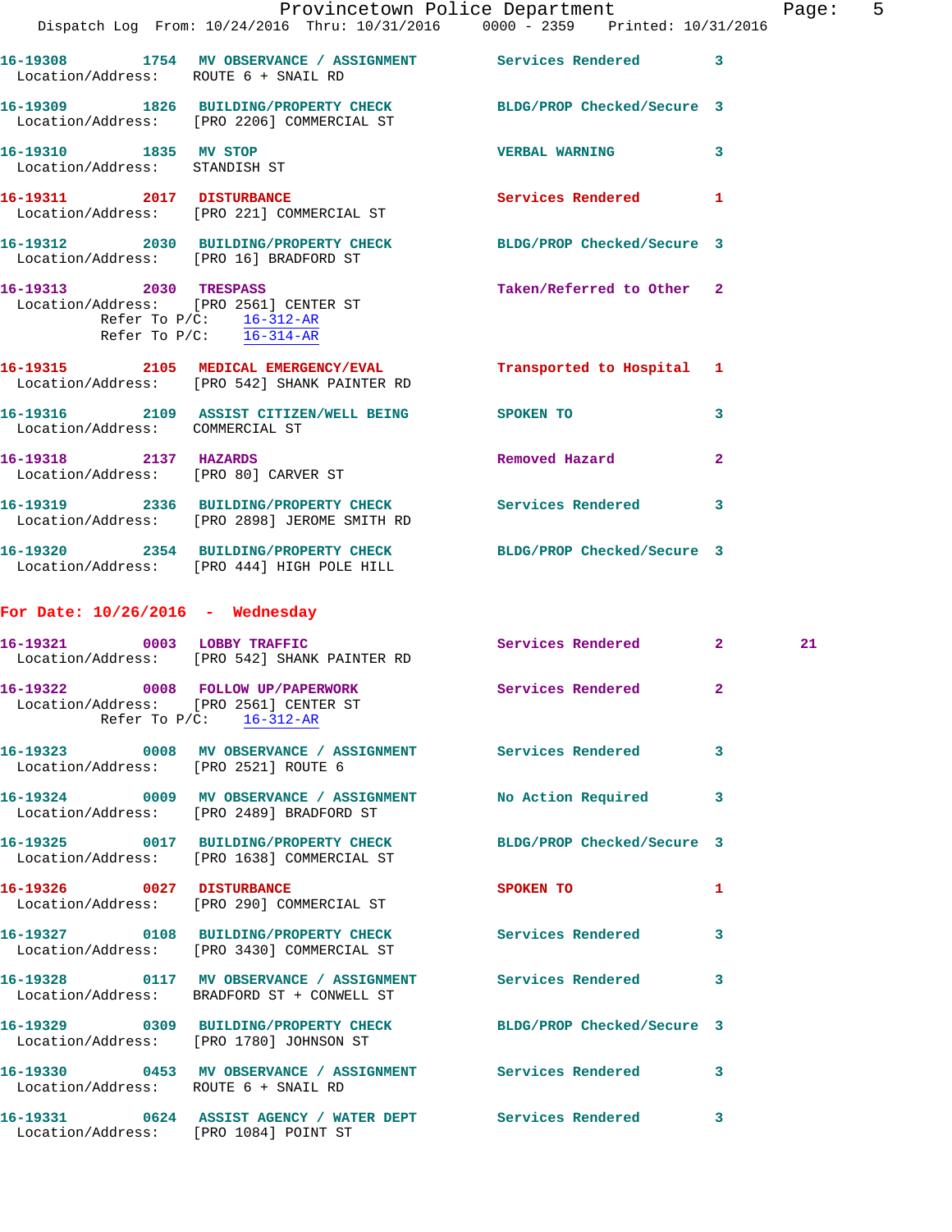16-19308 1754 MV OBSERVANCE / ASSIGNMENT Services Rendered 3
Location/Address: ROUTE 6 + SNAIL RD

16-19309 1826 BUILDING/PROPERTY CHECK BLDG/PROP Checked/Secure 3
Location/Address: [PRO 2206] COMMERCIAL ST

16-19310 1835 MV STOP VERBAL WARNING 3
Location/Address: STANDISH ST

16-19311 2017 DISTURBANCE Services Rendered 1
Location/Address: [PRO 221] COMMERCIAL ST

16-19312 2030 BUILDING/PROPERTY CHECK BLDG/PROP Checked/Secure 3
Location/Address: [PRO 16] BRADFORD ST

16-19313 2030 TRESPASS Taken/Referred to Other 2
Location/Address: [PRO 2561] CENTER ST
Refer To P/C: 16-312-AR
Refer To P/C: 16-314-AR

16-19315 2105 MEDICAL EMERGENCY/EVAL Transported to Hospital 1
Location/Address: [PRO 542] SHANK PAINTER RD

16-19316 2109 ASSIST CITIZEN/WELL BEING SPOKEN TO 3
Location/Address: COMMERCIAL ST

16-19318 2137 HAZARDS Removed Hazard 2
Location/Address: [PRO 80] CARVER ST

16-19319 2336 BUILDING/PROPERTY CHECK Services Rendered 3
Location/Address: [PRO 2898] JEROME SMITH RD

16-19320 2354 BUILDING/PROPERTY CHECK BLDG/PROP Checked/Secure 3
Location/Address: [PRO 444] HIGH POLE HILL

## For Date: 10/26/2016 - Wednesday

16-19321 0003 LOBBY TRAFFIC Services Rendered 2 21
Location/Address: [PRO 542] SHANK PAINTER RD

16-19322 0008 FOLLOW UP/PAPERWORK Services Rendered 2
Location/Address: [PRO 2561] CENTER ST
Refer To P/C: 16-312-AR

16-19323 0008 MV OBSERVANCE / ASSIGNMENT Services Rendered 3
Location/Address: [PRO 2521] ROUTE 6

16-19324 0009 MV OBSERVANCE / ASSIGNMENT No Action Required 3
Location/Address: [PRO 2489] BRADFORD ST

16-19325 0017 BUILDING/PROPERTY CHECK BLDG/PROP Checked/Secure 3
Location/Address: [PRO 1638] COMMERCIAL ST

16-19326 0027 DISTURBANCE SPOKEN TO 1
Location/Address: [PRO 290] COMMERCIAL ST

16-19327 0108 BUILDING/PROPERTY CHECK Services Rendered 3
Location/Address: [PRO 3430] COMMERCIAL ST

16-19328 0117 MV OBSERVANCE / ASSIGNMENT Services Rendered 3
Location/Address: BRADFORD ST + CONWELL ST

16-19329 0309 BUILDING/PROPERTY CHECK BLDG/PROP Checked/Secure 3
Location/Address: [PRO 1780] JOHNSON ST

16-19330 0453 MV OBSERVANCE / ASSIGNMENT Services Rendered 3
Location/Address: ROUTE 6 + SNAIL RD

16-19331 0624 ASSIST AGENCY / WATER DEPT Services Rendered 3
Location/Address: [PRO 1084] POINT ST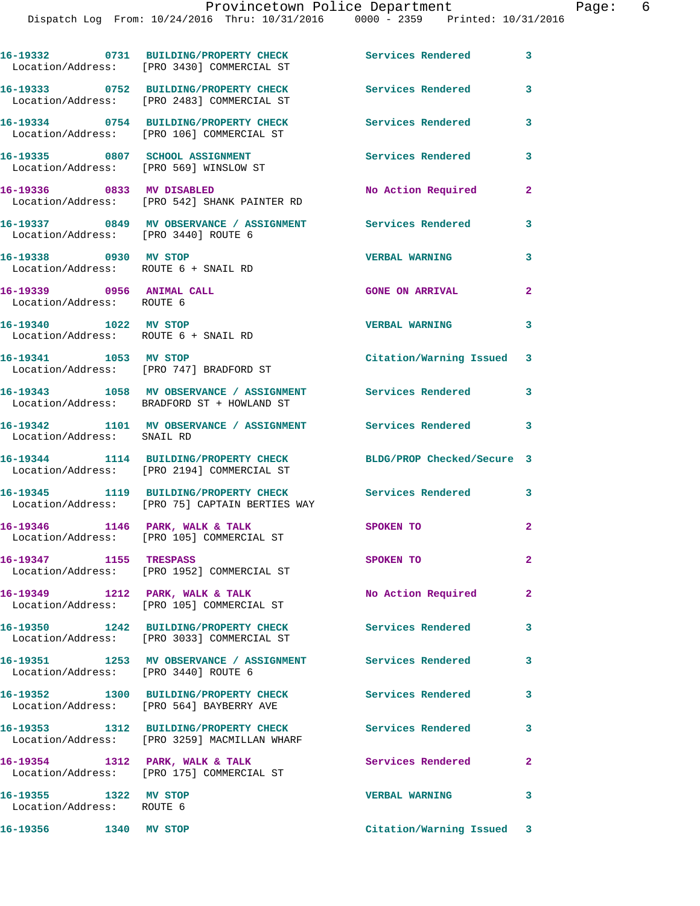| Call Number | Time | Call Reason | Action | Priority |
|---|---|---|---|---|
| 16-19332 | 0731 | BUILDING/PROPERTY CHECK | Services Rendered | 3 |
| Location/Address: [PRO 3430] COMMERCIAL ST | | | | |
| 16-19333 | 0752 | BUILDING/PROPERTY CHECK | Services Rendered | 3 |
| Location/Address: [PRO 2483] COMMERCIAL ST | | | | |
| 16-19334 | 0754 | BUILDING/PROPERTY CHECK | Services Rendered | 3 |
| Location/Address: [PRO 106] COMMERCIAL ST | | | | |
| 16-19335 | 0807 | SCHOOL ASSIGNMENT | Services Rendered | 3 |
| Location/Address: [PRO 569] WINSLOW ST | | | | |
| 16-19336 | 0833 | MV DISABLED | No Action Required | 2 |
| Location/Address: [PRO 542] SHANK PAINTER RD | | | | |
| 16-19337 | 0849 | MV OBSERVANCE / ASSIGNMENT | Services Rendered | 3 |
| Location/Address: [PRO 3440] ROUTE 6 | | | | |
| 16-19338 | 0930 | MV STOP | VERBAL WARNING | 3 |
| Location/Address: ROUTE 6 + SNAIL RD | | | | |
| 16-19339 | 0956 | ANIMAL CALL | GONE ON ARRIVAL | 2 |
| Location/Address: ROUTE 6 | | | | |
| 16-19340 | 1022 | MV STOP | VERBAL WARNING | 3 |
| Location/Address: ROUTE 6 + SNAIL RD | | | | |
| 16-19341 | 1053 | MV STOP | Citation/Warning Issued | 3 |
| Location/Address: [PRO 747] BRADFORD ST | | | | |
| 16-19343 | 1058 | MV OBSERVANCE / ASSIGNMENT | Services Rendered | 3 |
| Location/Address: BRADFORD ST + HOWLAND ST | | | | |
| 16-19342 | 1101 | MV OBSERVANCE / ASSIGNMENT | Services Rendered | 3 |
| Location/Address: SNAIL RD | | | | |
| 16-19344 | 1114 | BUILDING/PROPERTY CHECK | BLDG/PROP Checked/Secure | 3 |
| Location/Address: [PRO 2194] COMMERCIAL ST | | | | |
| 16-19345 | 1119 | BUILDING/PROPERTY CHECK | Services Rendered | 3 |
| Location/Address: [PRO 75] CAPTAIN BERTIES WAY | | | | |
| 16-19346 | 1146 | PARK, WALK & TALK | SPOKEN TO | 2 |
| Location/Address: [PRO 105] COMMERCIAL ST | | | | |
| 16-19347 | 1155 | TRESPASS | SPOKEN TO | 2 |
| Location/Address: [PRO 1952] COMMERCIAL ST | | | | |
| 16-19349 | 1212 | PARK, WALK & TALK | No Action Required | 2 |
| Location/Address: [PRO 105] COMMERCIAL ST | | | | |
| 16-19350 | 1242 | BUILDING/PROPERTY CHECK | Services Rendered | 3 |
| Location/Address: [PRO 3033] COMMERCIAL ST | | | | |
| 16-19351 | 1253 | MV OBSERVANCE / ASSIGNMENT | Services Rendered | 3 |
| Location/Address: [PRO 3440] ROUTE 6 | | | | |
| 16-19352 | 1300 | BUILDING/PROPERTY CHECK | Services Rendered | 3 |
| Location/Address: [PRO 564] BAYBERRY AVE | | | | |
| 16-19353 | 1312 | BUILDING/PROPERTY CHECK | Services Rendered | 3 |
| Location/Address: [PRO 3259] MACMILLAN WHARF | | | | |
| 16-19354 | 1312 | PARK, WALK & TALK | Services Rendered | 2 |
| Location/Address: [PRO 175] COMMERCIAL ST | | | | |
| 16-19355 | 1322 | MV STOP | VERBAL WARNING | 3 |
| Location/Address: ROUTE 6 | | | | |
| 16-19356 | 1340 | MV STOP | Citation/Warning Issued | 3 |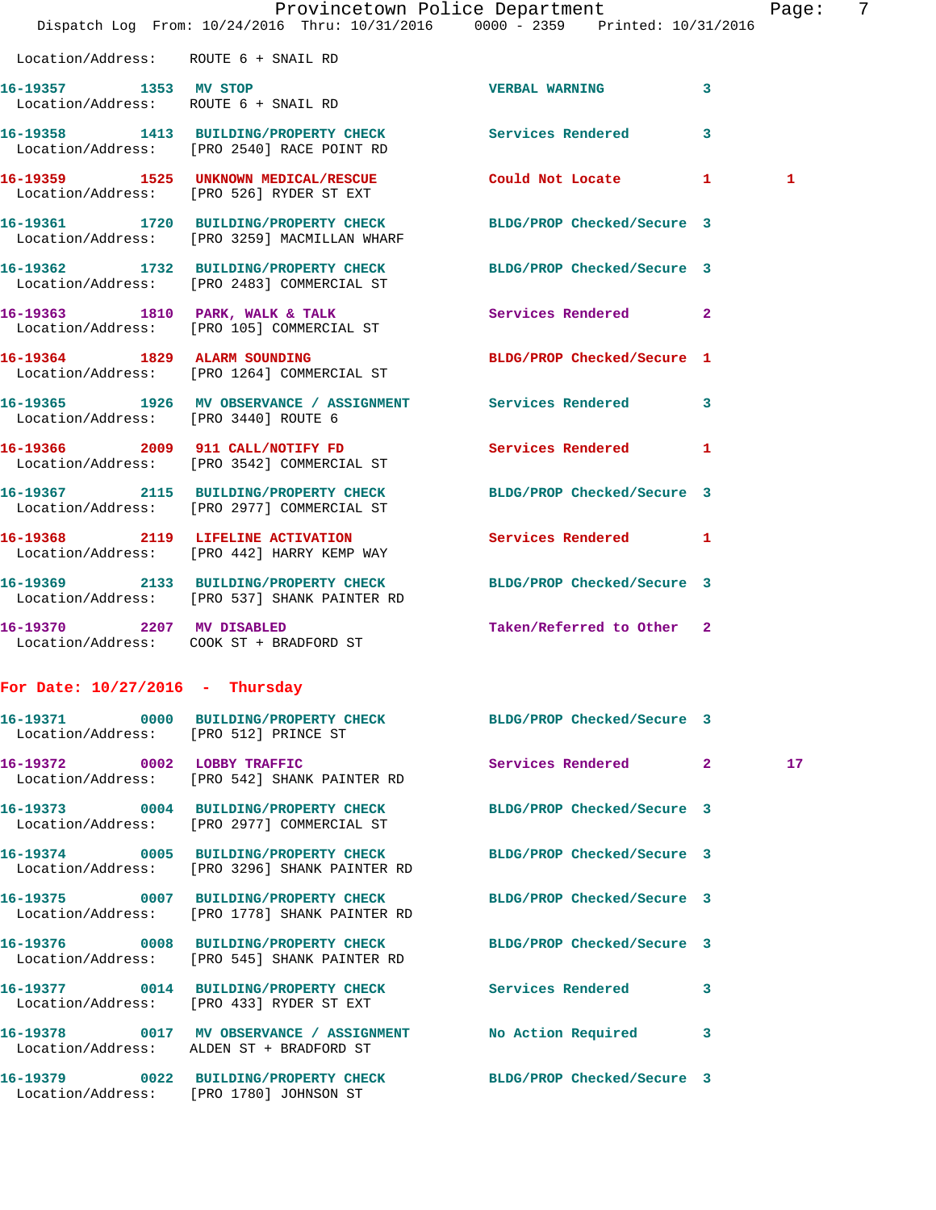Location/Address: ROUTE 6 + SNAIL RD

| Call # | Time | Call Reason | Action | Priority | |
|---|---|---|---|---|---|
| 16-19357 | 1353 | MV STOP | VERBAL WARNING | 3 | |
| | | Location/Address: ROUTE 6 + SNAIL RD | | | |
| 16-19358 | 1413 | BUILDING/PROPERTY CHECK | Services Rendered | 3 | |
| | | Location/Address: [PRO 2540] RACE POINT RD | | | |
| 16-19359 | 1525 | UNKNOWN MEDICAL/RESCUE | Could Not Locate | 1 | 1 |
| | | Location/Address: [PRO 526] RYDER ST EXT | | | |
| 16-19361 | 1720 | BUILDING/PROPERTY CHECK | BLDG/PROP Checked/Secure | 3 | |
| | | Location/Address: [PRO 3259] MACMILLAN WHARF | | | |
| 16-19362 | 1732 | BUILDING/PROPERTY CHECK | BLDG/PROP Checked/Secure | 3 | |
| | | Location/Address: [PRO 2483] COMMERCIAL ST | | | |
| 16-19363 | 1810 | PARK, WALK & TALK | Services Rendered | 2 | |
| | | Location/Address: [PRO 105] COMMERCIAL ST | | | |
| 16-19364 | 1829 | ALARM SOUNDING | BLDG/PROP Checked/Secure | 1 | |
| | | Location/Address: [PRO 1264] COMMERCIAL ST | | | |
| 16-19365 | 1926 | MV OBSERVANCE / ASSIGNMENT | Services Rendered | 3 | |
| | | Location/Address: [PRO 3440] ROUTE 6 | | | |
| 16-19366 | 2009 | 911 CALL/NOTIFY FD | Services Rendered | 1 | |
| | | Location/Address: [PRO 3542] COMMERCIAL ST | | | |
| 16-19367 | 2115 | BUILDING/PROPERTY CHECK | BLDG/PROP Checked/Secure | 3 | |
| | | Location/Address: [PRO 2977] COMMERCIAL ST | | | |
| 16-19368 | 2119 | LIFELINE ACTIVATION | Services Rendered | 1 | |
| | | Location/Address: [PRO 442] HARRY KEMP WAY | | | |
| 16-19369 | 2133 | BUILDING/PROPERTY CHECK | BLDG/PROP Checked/Secure | 3 | |
| | | Location/Address: [PRO 537] SHANK PAINTER RD | | | |
| 16-19370 | 2207 | MV DISABLED | Taken/Referred to Other | 2 | |
| | | Location/Address: COOK ST + BRADFORD ST | | | |

## For Date: 10/27/2016 - Thursday

| Call # | Time | Call Reason | Action | Priority | |
|---|---|---|---|---|---|
| 16-19371 | 0000 | BUILDING/PROPERTY CHECK | BLDG/PROP Checked/Secure | 3 | |
| | | Location/Address: [PRO 512] PRINCE ST | | | |
| 16-19372 | 0002 | LOBBY TRAFFIC | Services Rendered | 2 | 17 |
| | | Location/Address: [PRO 542] SHANK PAINTER RD | | | |
| 16-19373 | 0004 | BUILDING/PROPERTY CHECK | BLDG/PROP Checked/Secure | 3 | |
| | | Location/Address: [PRO 2977] COMMERCIAL ST | | | |
| 16-19374 | 0005 | BUILDING/PROPERTY CHECK | BLDG/PROP Checked/Secure | 3 | |
| | | Location/Address: [PRO 3296] SHANK PAINTER RD | | | |
| 16-19375 | 0007 | BUILDING/PROPERTY CHECK | BLDG/PROP Checked/Secure | 3 | |
| | | Location/Address: [PRO 1778] SHANK PAINTER RD | | | |
| 16-19376 | 0008 | BUILDING/PROPERTY CHECK | BLDG/PROP Checked/Secure | 3 | |
| | | Location/Address: [PRO 545] SHANK PAINTER RD | | | |
| 16-19377 | 0014 | BUILDING/PROPERTY CHECK | Services Rendered | 3 | |
| | | Location/Address: [PRO 433] RYDER ST EXT | | | |
| 16-19378 | 0017 | MV OBSERVANCE / ASSIGNMENT | No Action Required | 3 | |
| | | Location/Address: ALDEN ST + BRADFORD ST | | | |
| 16-19379 | 0022 | BUILDING/PROPERTY CHECK | BLDG/PROP Checked/Secure | 3 | |
| | | Location/Address: [PRO 1780] JOHNSON ST | | | |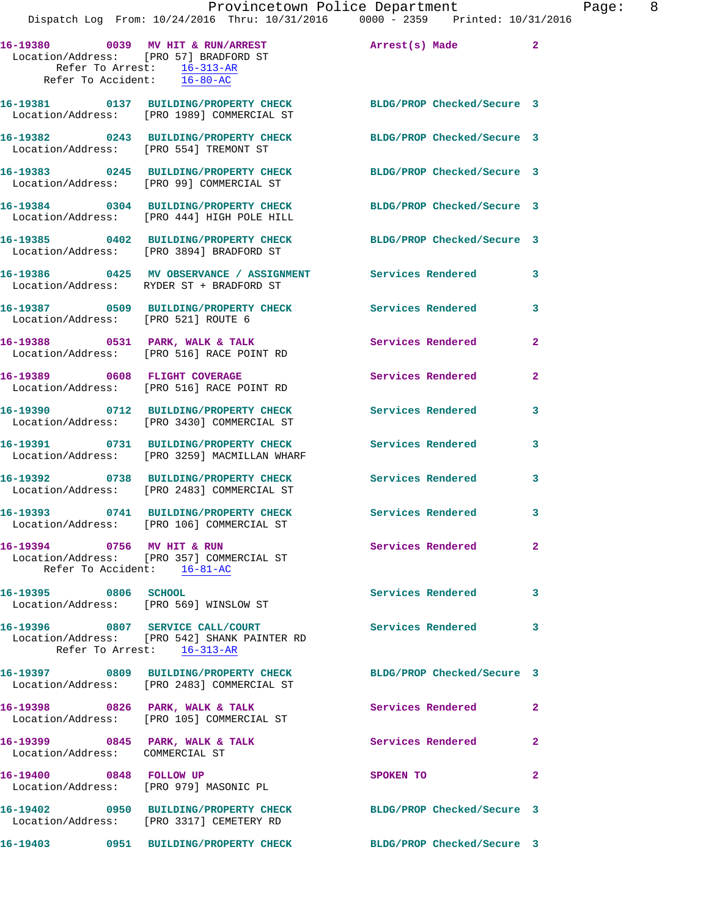16-19380 0039 MV HIT & RUN/ARREST Arrest(s) Made 2
Location/Address: [PRO 57] BRADFORD ST
Refer To Arrest: 16-313-AR
Refer To Accident: 16-80-AC

16-19381 0137 BUILDING/PROPERTY CHECK BLDG/PROP Checked/Secure 3
Location/Address: [PRO 1989] COMMERCIAL ST

16-19382 0243 BUILDING/PROPERTY CHECK BLDG/PROP Checked/Secure 3
Location/Address: [PRO 554] TREMONT ST

16-19383 0245 BUILDING/PROPERTY CHECK BLDG/PROP Checked/Secure 3
Location/Address: [PRO 99] COMMERCIAL ST

16-19384 0304 BUILDING/PROPERTY CHECK BLDG/PROP Checked/Secure 3
Location/Address: [PRO 444] HIGH POLE HILL

16-19385 0402 BUILDING/PROPERTY CHECK BLDG/PROP Checked/Secure 3
Location/Address: [PRO 3894] BRADFORD ST

16-19386 0425 MV OBSERVANCE / ASSIGNMENT Services Rendered 3
Location/Address: RYDER ST + BRADFORD ST

16-19387 0509 BUILDING/PROPERTY CHECK Services Rendered 3
Location/Address: [PRO 521] ROUTE 6

16-19388 0531 PARK, WALK & TALK Services Rendered 2
Location/Address: [PRO 516] RACE POINT RD

16-19389 0608 FLIGHT COVERAGE Services Rendered 2
Location/Address: [PRO 516] RACE POINT RD

16-19390 0712 BUILDING/PROPERTY CHECK Services Rendered 3
Location/Address: [PRO 3430] COMMERCIAL ST

16-19391 0731 BUILDING/PROPERTY CHECK Services Rendered 3
Location/Address: [PRO 3259] MACMILLAN WHARF

16-19392 0738 BUILDING/PROPERTY CHECK Services Rendered 3
Location/Address: [PRO 2483] COMMERCIAL ST

16-19393 0741 BUILDING/PROPERTY CHECK Services Rendered 3
Location/Address: [PRO 106] COMMERCIAL ST

16-19394 0756 MV HIT & RUN Services Rendered 2
Location/Address: [PRO 357] COMMERCIAL ST
Refer To Accident: 16-81-AC

16-19395 0806 SCHOOL Services Rendered 3
Location/Address: [PRO 569] WINSLOW ST

16-19396 0807 SERVICE CALL/COURT Services Rendered 3
Location/Address: [PRO 542] SHANK PAINTER RD
Refer To Arrest: 16-313-AR

16-19397 0809 BUILDING/PROPERTY CHECK BLDG/PROP Checked/Secure 3
Location/Address: [PRO 2483] COMMERCIAL ST

16-19398 0826 PARK, WALK & TALK Services Rendered 2
Location/Address: [PRO 105] COMMERCIAL ST

16-19399 0845 PARK, WALK & TALK Services Rendered 2
Location/Address: COMMERCIAL ST

16-19400 0848 FOLLOW UP SPOKEN TO 2
Location/Address: [PRO 979] MASONIC PL

16-19402 0950 BUILDING/PROPERTY CHECK BLDG/PROP Checked/Secure 3
Location/Address: [PRO 3317] CEMETERY RD

16-19403 0951 BUILDING/PROPERTY CHECK BLDG/PROP Checked/Secure 3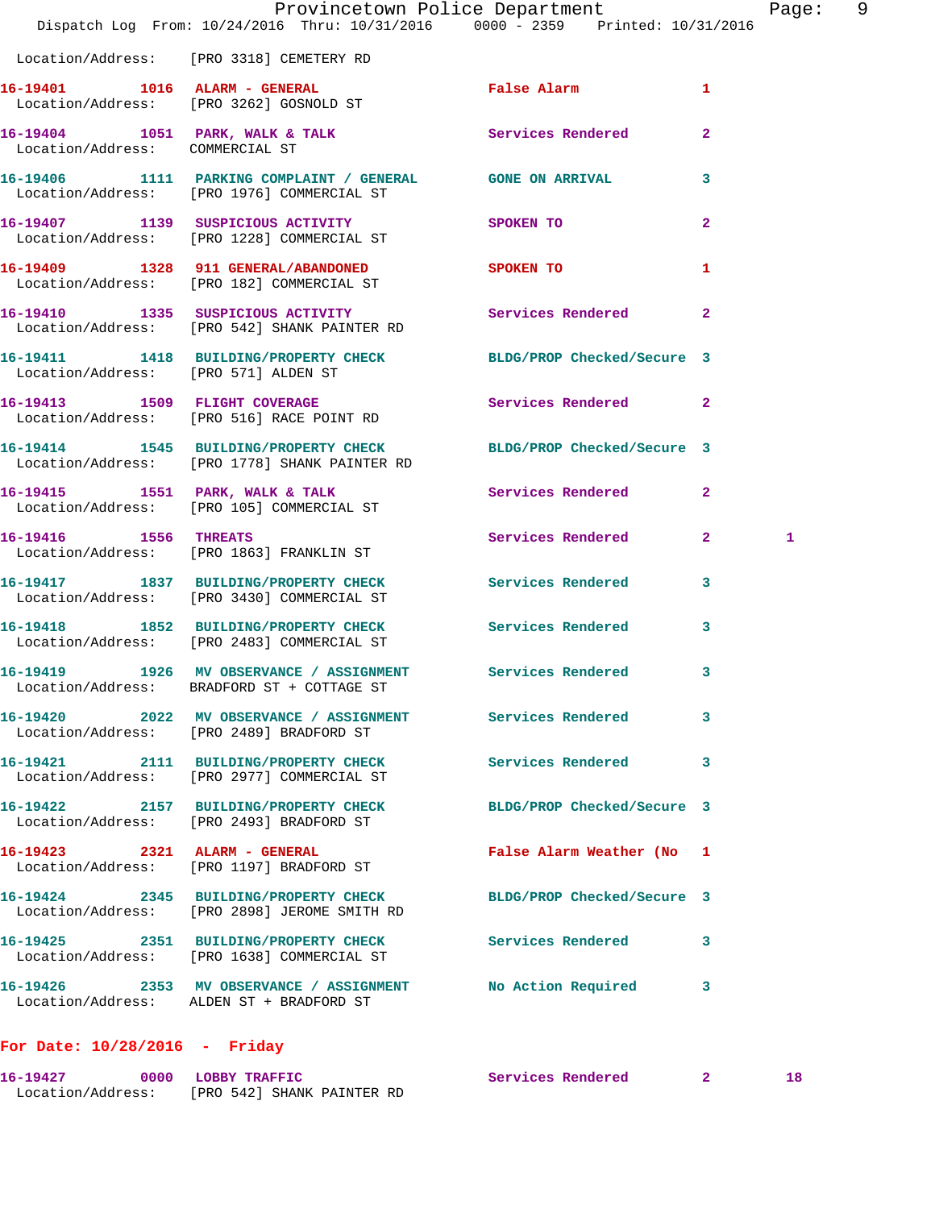Location/Address: [PRO 3318] CEMETERY RD

16-19401 1016 ALARM - GENERAL False Alarm 1
Location/Address: [PRO 3262] GOSNOLD ST

16-19404 1051 PARK, WALK & TALK Services Rendered 2
Location/Address: COMMERCIAL ST

16-19406 1111 PARKING COMPLAINT / GENERAL GONE ON ARRIVAL 3
Location/Address: [PRO 1976] COMMERCIAL ST

16-19407 1139 SUSPICIOUS ACTIVITY SPOKEN TO 2
Location/Address: [PRO 1228] COMMERCIAL ST

16-19409 1328 911 GENERAL/ABANDONED SPOKEN TO 1
Location/Address: [PRO 182] COMMERCIAL ST

16-19410 1335 SUSPICIOUS ACTIVITY Services Rendered 2
Location/Address: [PRO 542] SHANK PAINTER RD

16-19411 1418 BUILDING/PROPERTY CHECK BLDG/PROP Checked/Secure 3
Location/Address: [PRO 571] ALDEN ST

16-19413 1509 FLIGHT COVERAGE Services Rendered 2
Location/Address: [PRO 516] RACE POINT RD

16-19414 1545 BUILDING/PROPERTY CHECK BLDG/PROP Checked/Secure 3
Location/Address: [PRO 1778] SHANK PAINTER RD

16-19415 1551 PARK, WALK & TALK Services Rendered 2
Location/Address: [PRO 105] COMMERCIAL ST

16-19416 1556 THREATS Services Rendered 2 1
Location/Address: [PRO 1863] FRANKLIN ST

16-19417 1837 BUILDING/PROPERTY CHECK Services Rendered 3
Location/Address: [PRO 3430] COMMERCIAL ST

16-19418 1852 BUILDING/PROPERTY CHECK Services Rendered 3
Location/Address: [PRO 2483] COMMERCIAL ST

16-19419 1926 MV OBSERVANCE / ASSIGNMENT Services Rendered 3
Location/Address: BRADFORD ST + COTTAGE ST

16-19420 2022 MV OBSERVANCE / ASSIGNMENT Services Rendered 3
Location/Address: [PRO 2489] BRADFORD ST

16-19421 2111 BUILDING/PROPERTY CHECK Services Rendered 3
Location/Address: [PRO 2977] COMMERCIAL ST

16-19422 2157 BUILDING/PROPERTY CHECK BLDG/PROP Checked/Secure 3
Location/Address: [PRO 2493] BRADFORD ST

16-19423 2321 ALARM - GENERAL False Alarm Weather (No 1
Location/Address: [PRO 1197] BRADFORD ST

16-19424 2345 BUILDING/PROPERTY CHECK BLDG/PROP Checked/Secure 3
Location/Address: [PRO 2898] JEROME SMITH RD

16-19425 2351 BUILDING/PROPERTY CHECK Services Rendered 3
Location/Address: [PRO 1638] COMMERCIAL ST

16-19426 2353 MV OBSERVANCE / ASSIGNMENT No Action Required 3
Location/Address: ALDEN ST + BRADFORD ST

**For Date: 10/28/2016 - Friday**

16-19427 0000 LOBBY TRAFFIC Services Rendered 2 18
Location/Address: [PRO 542] SHANK PAINTER RD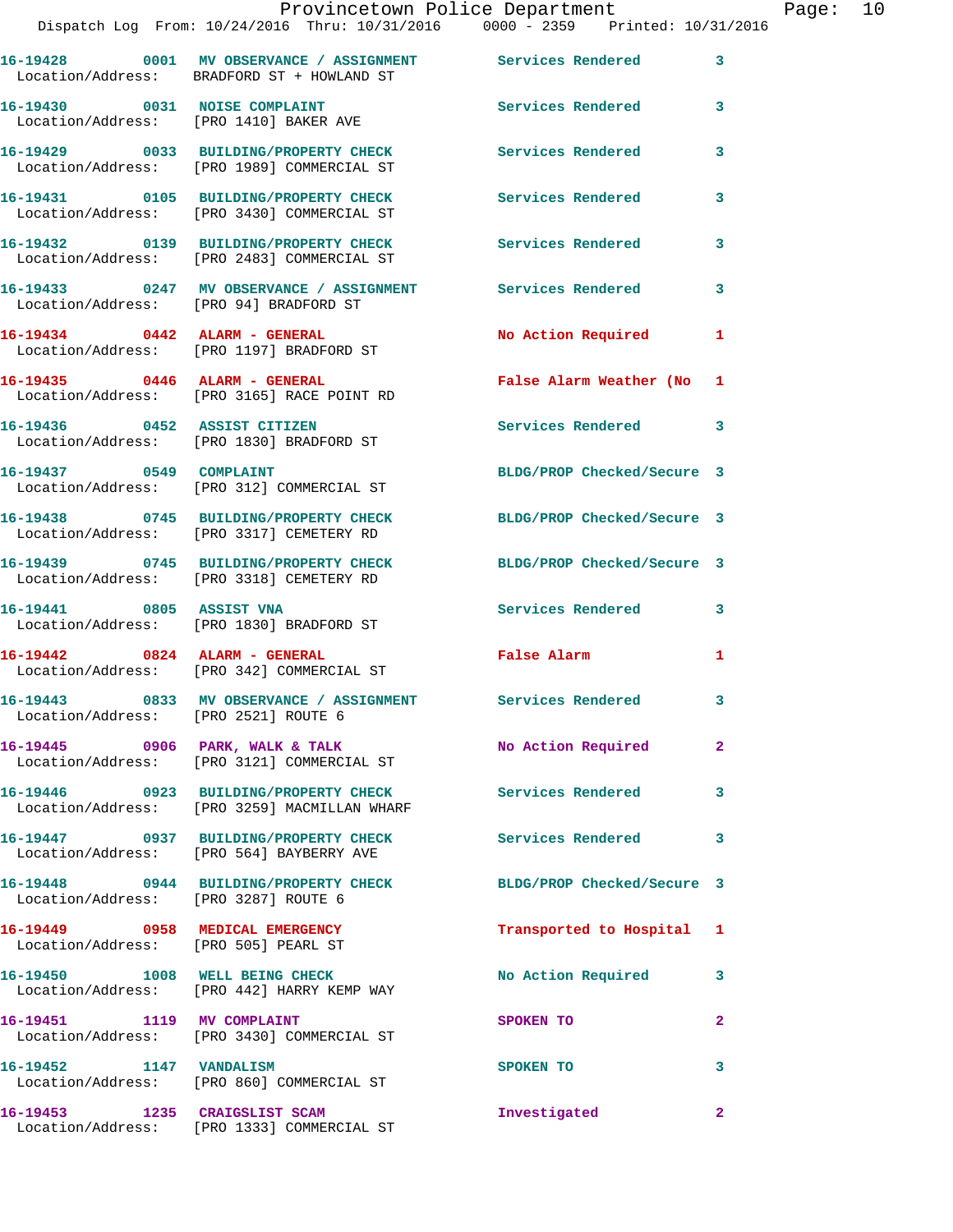Dispatch Log From: 10/24/2016 Thru: 10/31/2016 0000 - 2359 Printed: 10/31/2016

| Call # | Time | Call Reason | Action | Priority |
|---|---|---|---|---|
| 16-19428 | 0001 | MV OBSERVANCE / ASSIGNMENT | Services Rendered | 3 |
| | | Location/Address: BRADFORD ST + HOWLAND ST | | |
| 16-19430 | 0031 | NOISE COMPLAINT | Services Rendered | 3 |
| | | Location/Address: [PRO 1410] BAKER AVE | | |
| 16-19429 | 0033 | BUILDING/PROPERTY CHECK | Services Rendered | 3 |
| | | Location/Address: [PRO 1989] COMMERCIAL ST | | |
| 16-19431 | 0105 | BUILDING/PROPERTY CHECK | Services Rendered | 3 |
| | | Location/Address: [PRO 3430] COMMERCIAL ST | | |
| 16-19432 | 0139 | BUILDING/PROPERTY CHECK | Services Rendered | 3 |
| | | Location/Address: [PRO 2483] COMMERCIAL ST | | |
| 16-19433 | 0247 | MV OBSERVANCE / ASSIGNMENT | Services Rendered | 3 |
| | | Location/Address: [PRO 94] BRADFORD ST | | |
| 16-19434 | 0442 | ALARM - GENERAL | No Action Required | 1 |
| | | Location/Address: [PRO 1197] BRADFORD ST | | |
| 16-19435 | 0446 | ALARM - GENERAL | False Alarm Weather (No | 1 |
| | | Location/Address: [PRO 3165] RACE POINT RD | | |
| 16-19436 | 0452 | ASSIST CITIZEN | Services Rendered | 3 |
| | | Location/Address: [PRO 1830] BRADFORD ST | | |
| 16-19437 | 0549 | COMPLAINT | BLDG/PROP Checked/Secure | 3 |
| | | Location/Address: [PRO 312] COMMERCIAL ST | | |
| 16-19438 | 0745 | BUILDING/PROPERTY CHECK | BLDG/PROP Checked/Secure | 3 |
| | | Location/Address: [PRO 3317] CEMETERY RD | | |
| 16-19439 | 0745 | BUILDING/PROPERTY CHECK | BLDG/PROP Checked/Secure | 3 |
| | | Location/Address: [PRO 3318] CEMETERY RD | | |
| 16-19441 | 0805 | ASSIST VNA | Services Rendered | 3 |
| | | Location/Address: [PRO 1830] BRADFORD ST | | |
| 16-19442 | 0824 | ALARM - GENERAL | False Alarm | 1 |
| | | Location/Address: [PRO 342] COMMERCIAL ST | | |
| 16-19443 | 0833 | MV OBSERVANCE / ASSIGNMENT | Services Rendered | 3 |
| | | Location/Address: [PRO 2521] ROUTE 6 | | |
| 16-19445 | 0906 | PARK, WALK & TALK | No Action Required | 2 |
| | | Location/Address: [PRO 3121] COMMERCIAL ST | | |
| 16-19446 | 0923 | BUILDING/PROPERTY CHECK | Services Rendered | 3 |
| | | Location/Address: [PRO 3259] MACMILLAN WHARF | | |
| 16-19447 | 0937 | BUILDING/PROPERTY CHECK | Services Rendered | 3 |
| | | Location/Address: [PRO 564] BAYBERRY AVE | | |
| 16-19448 | 0944 | BUILDING/PROPERTY CHECK | BLDG/PROP Checked/Secure | 3 |
| | | Location/Address: [PRO 3287] ROUTE 6 | | |
| 16-19449 | 0958 | MEDICAL EMERGENCY | Transported to Hospital | 1 |
| | | Location/Address: [PRO 505] PEARL ST | | |
| 16-19450 | 1008 | WELL BEING CHECK | No Action Required | 3 |
| | | Location/Address: [PRO 442] HARRY KEMP WAY | | |
| 16-19451 | 1119 | MV COMPLAINT | SPOKEN TO | 2 |
| | | Location/Address: [PRO 3430] COMMERCIAL ST | | |
| 16-19452 | 1147 | VANDALISM | SPOKEN TO | 3 |
| | | Location/Address: [PRO 860] COMMERCIAL ST | | |
| 16-19453 | 1235 | CRAIGSLIST SCAM | Investigated | 2 |
| | | Location/Address: [PRO 1333] COMMERCIAL ST | | |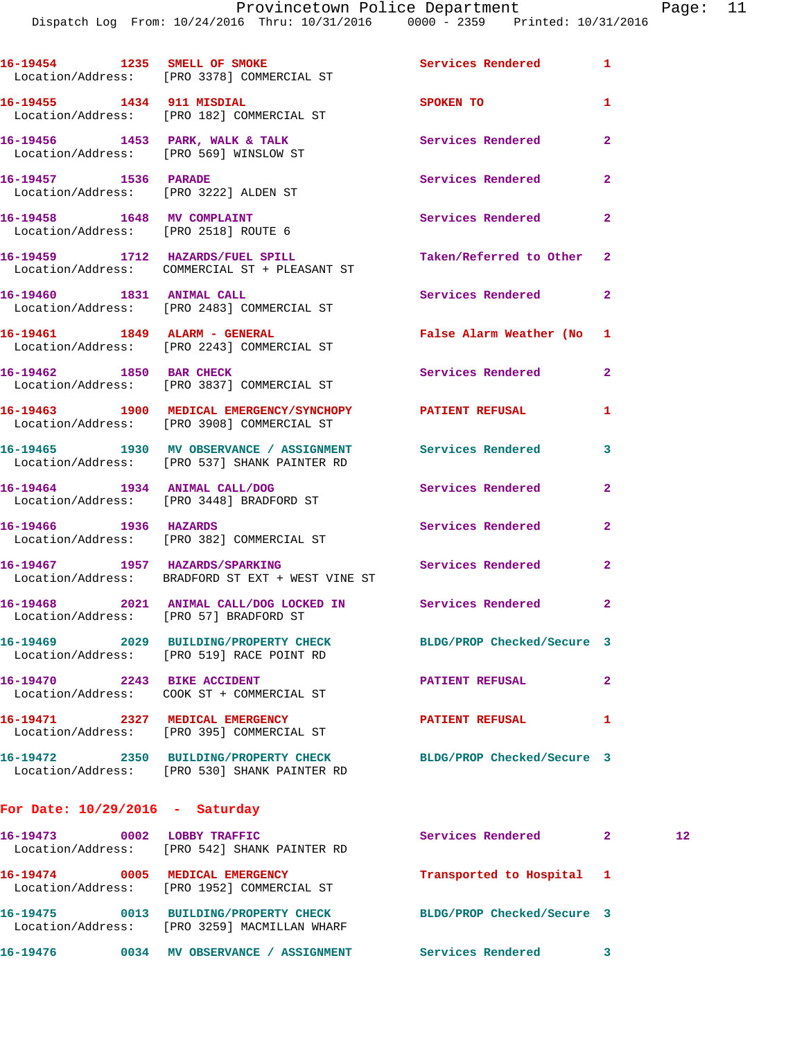16-19454 1235 SMELL OF SMOKE Services Rendered 1
Location/Address: [PRO 3378] COMMERCIAL ST

16-19455 1434 911 MISDIAL SPOKEN TO 1
Location/Address: [PRO 182] COMMERCIAL ST

16-19456 1453 PARK, WALK & TALK Services Rendered 2
Location/Address: [PRO 569] WINSLOW ST

16-19457 1536 PARADE Services Rendered 2
Location/Address: [PRO 3222] ALDEN ST

16-19458 1648 MV COMPLAINT Services Rendered 2
Location/Address: [PRO 2518] ROUTE 6

16-19459 1712 HAZARDS/FUEL SPILL Taken/Referred to Other 2
Location/Address: COMMERCIAL ST + PLEASANT ST

16-19460 1831 ANIMAL CALL Services Rendered 2
Location/Address: [PRO 2483] COMMERCIAL ST

16-19461 1849 ALARM - GENERAL False Alarm Weather (No 1
Location/Address: [PRO 2243] COMMERCIAL ST

16-19462 1850 BAR CHECK Services Rendered 2
Location/Address: [PRO 3837] COMMERCIAL ST

16-19463 1900 MEDICAL EMERGENCY/SYNCHOPY PATIENT REFUSAL 1
Location/Address: [PRO 3908] COMMERCIAL ST

16-19465 1930 MV OBSERVANCE / ASSIGNMENT Services Rendered 3
Location/Address: [PRO 537] SHANK PAINTER RD

16-19464 1934 ANIMAL CALL/DOG Services Rendered 2
Location/Address: [PRO 3448] BRADFORD ST

16-19466 1936 HAZARDS Services Rendered 2
Location/Address: [PRO 382] COMMERCIAL ST

16-19467 1957 HAZARDS/SPARKING Services Rendered 2
Location/Address: BRADFORD ST EXT + WEST VINE ST

16-19468 2021 ANIMAL CALL/DOG LOCKED IN Services Rendered 2
Location/Address: [PRO 57] BRADFORD ST

16-19469 2029 BUILDING/PROPERTY CHECK BLDG/PROP Checked/Secure 3
Location/Address: [PRO 519] RACE POINT RD

16-19470 2243 BIKE ACCIDENT PATIENT REFUSAL 2
Location/Address: COOK ST + COMMERCIAL ST

16-19471 2327 MEDICAL EMERGENCY PATIENT REFUSAL 1
Location/Address: [PRO 395] COMMERCIAL ST

16-19472 2350 BUILDING/PROPERTY CHECK BLDG/PROP Checked/Secure 3
Location/Address: [PRO 530] SHANK PAINTER RD

**For Date: 10/29/2016 - Saturday**

16-19473 0002 LOBBY TRAFFIC Services Rendered 2 12
Location/Address: [PRO 542] SHANK PAINTER RD

16-19474 0005 MEDICAL EMERGENCY Transported to Hospital 1
Location/Address: [PRO 1952] COMMERCIAL ST

16-19475 0013 BUILDING/PROPERTY CHECK BLDG/PROP Checked/Secure 3
Location/Address: [PRO 3259] MACMILLAN WHARF

16-19476 0034 MV OBSERVANCE / ASSIGNMENT Services Rendered 3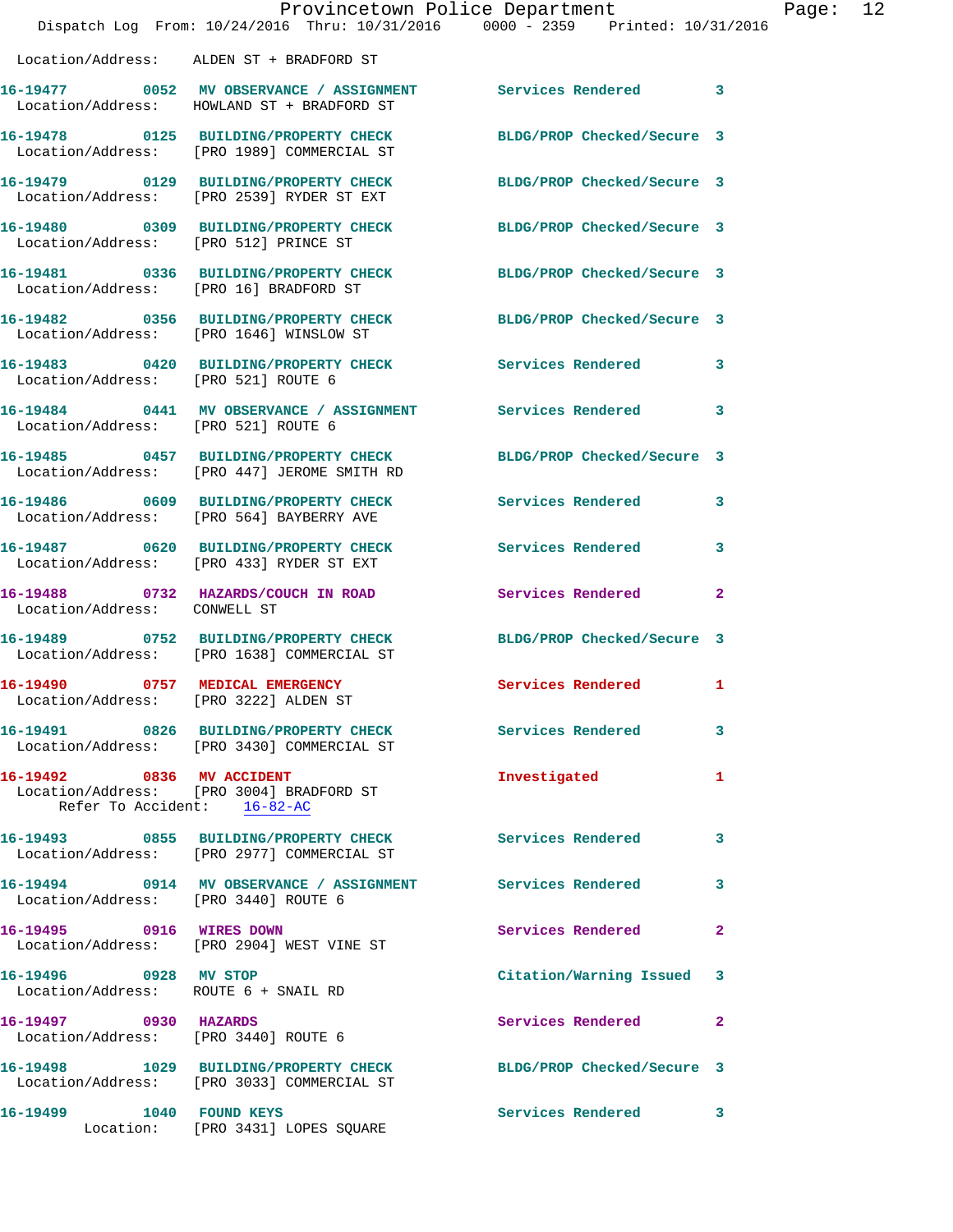Location/Address: ALDEN ST + BRADFORD ST

16-19477 0052 MV OBSERVANCE / ASSIGNMENT Services Rendered 3
Location/Address: HOWLAND ST + BRADFORD ST

16-19478 0125 BUILDING/PROPERTY CHECK BLDG/PROP Checked/Secure 3
Location/Address: [PRO 1989] COMMERCIAL ST

16-19479 0129 BUILDING/PROPERTY CHECK BLDG/PROP Checked/Secure 3
Location/Address: [PRO 2539] RYDER ST EXT

16-19480 0309 BUILDING/PROPERTY CHECK BLDG/PROP Checked/Secure 3
Location/Address: [PRO 512] PRINCE ST

16-19481 0336 BUILDING/PROPERTY CHECK BLDG/PROP Checked/Secure 3
Location/Address: [PRO 16] BRADFORD ST

16-19482 0356 BUILDING/PROPERTY CHECK BLDG/PROP Checked/Secure 3
Location/Address: [PRO 1646] WINSLOW ST

16-19483 0420 BUILDING/PROPERTY CHECK Services Rendered 3
Location/Address: [PRO 521] ROUTE 6

16-19484 0441 MV OBSERVANCE / ASSIGNMENT Services Rendered 3
Location/Address: [PRO 521] ROUTE 6

16-19485 0457 BUILDING/PROPERTY CHECK BLDG/PROP Checked/Secure 3
Location/Address: [PRO 447] JEROME SMITH RD

16-19486 0609 BUILDING/PROPERTY CHECK Services Rendered 3
Location/Address: [PRO 564] BAYBERRY AVE

16-19487 0620 BUILDING/PROPERTY CHECK Services Rendered 3
Location/Address: [PRO 433] RYDER ST EXT

16-19488 0732 HAZARDS/COUCH IN ROAD Services Rendered 2
Location/Address: CONWELL ST

16-19489 0752 BUILDING/PROPERTY CHECK BLDG/PROP Checked/Secure 3
Location/Address: [PRO 1638] COMMERCIAL ST

16-19490 0757 MEDICAL EMERGENCY Services Rendered 1
Location/Address: [PRO 3222] ALDEN ST

16-19491 0826 BUILDING/PROPERTY CHECK Services Rendered 3
Location/Address: [PRO 3430] COMMERCIAL ST

16-19492 0836 MV ACCIDENT Investigated 1
Location/Address: [PRO 3004] BRADFORD ST
Refer To Accident: 16-82-AC

16-19493 0855 BUILDING/PROPERTY CHECK Services Rendered 3
Location/Address: [PRO 2977] COMMERCIAL ST

16-19494 0914 MV OBSERVANCE / ASSIGNMENT Services Rendered 3
Location/Address: [PRO 3440] ROUTE 6

16-19495 0916 WIRES DOWN Services Rendered 2
Location/Address: [PRO 2904] WEST VINE ST

16-19496 0928 MV STOP Citation/Warning Issued 3
Location/Address: ROUTE 6 + SNAIL RD

16-19497 0930 HAZARDS Services Rendered 2
Location/Address: [PRO 3440] ROUTE 6

16-19498 1029 BUILDING/PROPERTY CHECK BLDG/PROP Checked/Secure 3
Location/Address: [PRO 3033] COMMERCIAL ST

16-19499 1040 FOUND KEYS Services Rendered 3
Location: [PRO 3431] LOPES SQUARE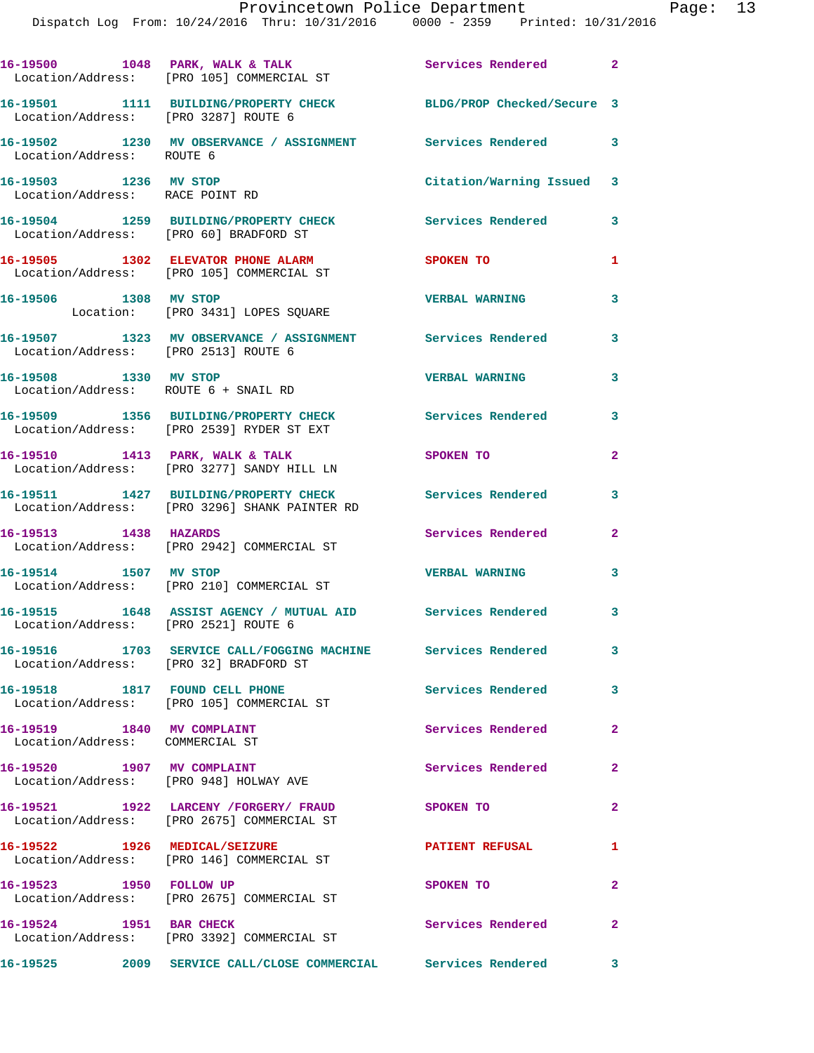16-19500 1048 PARK, WALK & TALK Services Rendered 2
Location/Address: [PRO 105] COMMERCIAL ST

16-19501 1111 BUILDING/PROPERTY CHECK BLDG/PROP Checked/Secure 3
Location/Address: [PRO 3287] ROUTE 6

16-19502 1230 MV OBSERVANCE / ASSIGNMENT Services Rendered 3
Location/Address: ROUTE 6

16-19503 1236 MV STOP Citation/Warning Issued 3
Location/Address: RACE POINT RD

16-19504 1259 BUILDING/PROPERTY CHECK Services Rendered 3
Location/Address: [PRO 60] BRADFORD ST

16-19505 1302 ELEVATOR PHONE ALARM SPOKEN TO 1
Location/Address: [PRO 105] COMMERCIAL ST

16-19506 1308 MV STOP VERBAL WARNING 3
Location: [PRO 3431] LOPES SQUARE

16-19507 1323 MV OBSERVANCE / ASSIGNMENT Services Rendered 3
Location/Address: [PRO 2513] ROUTE 6

16-19508 1330 MV STOP VERBAL WARNING 3
Location/Address: ROUTE 6 + SNAIL RD

16-19509 1356 BUILDING/PROPERTY CHECK Services Rendered 3
Location/Address: [PRO 2539] RYDER ST EXT

16-19510 1413 PARK, WALK & TALK SPOKEN TO 2
Location/Address: [PRO 3277] SANDY HILL LN

16-19511 1427 BUILDING/PROPERTY CHECK Services Rendered 3
Location/Address: [PRO 3296] SHANK PAINTER RD

16-19513 1438 HAZARDS Services Rendered 2
Location/Address: [PRO 2942] COMMERCIAL ST

16-19514 1507 MV STOP VERBAL WARNING 3
Location/Address: [PRO 210] COMMERCIAL ST

16-19515 1648 ASSIST AGENCY / MUTUAL AID Services Rendered 3
Location/Address: [PRO 2521] ROUTE 6

16-19516 1703 SERVICE CALL/FOGGING MACHINE Services Rendered 3
Location/Address: [PRO 32] BRADFORD ST

16-19518 1817 FOUND CELL PHONE Services Rendered 3
Location/Address: [PRO 105] COMMERCIAL ST

16-19519 1840 MV COMPLAINT Services Rendered 2
Location/Address: COMMERCIAL ST

16-19520 1907 MV COMPLAINT Services Rendered 2
Location/Address: [PRO 948] HOLWAY AVE

16-19521 1922 LARCENY /FORGERY/ FRAUD SPOKEN TO 2
Location/Address: [PRO 2675] COMMERCIAL ST

16-19522 1926 MEDICAL/SEIZURE PATIENT REFUSAL 1
Location/Address: [PRO 146] COMMERCIAL ST

16-19523 1950 FOLLOW UP SPOKEN TO 2
Location/Address: [PRO 2675] COMMERCIAL ST

16-19524 1951 BAR CHECK Services Rendered 2
Location/Address: [PRO 3392] COMMERCIAL ST

16-19525 2009 SERVICE CALL/CLOSE COMMERCIAL Services Rendered 3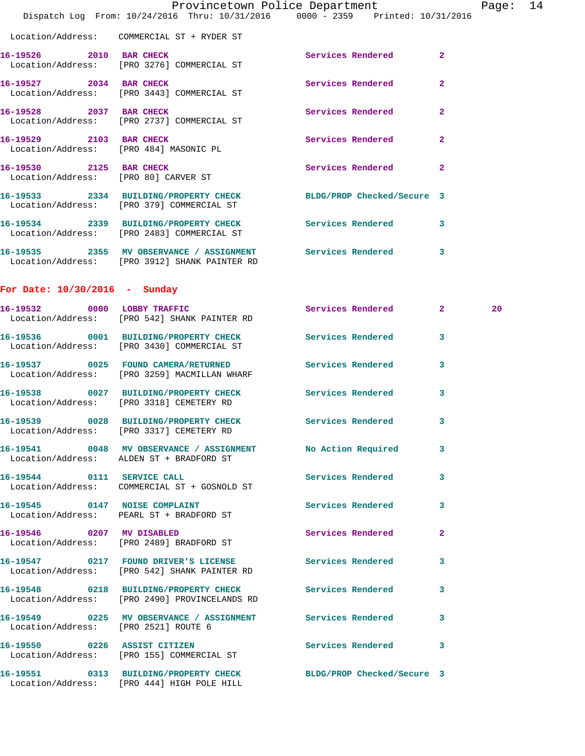Location/Address: COMMERCIAL ST + RYDER ST

16-19526 2010 BAR CHECK Services Rendered 2
Location/Address: [PRO 3276] COMMERCIAL ST

16-19527 2034 BAR CHECK Services Rendered 2
Location/Address: [PRO 3443] COMMERCIAL ST

16-19528 2037 BAR CHECK Services Rendered 2
Location/Address: [PRO 2737] COMMERCIAL ST

16-19529 2103 BAR CHECK Services Rendered 2
Location/Address: [PRO 484] MASONIC PL

16-19530 2125 BAR CHECK Services Rendered 2
Location/Address: [PRO 80] CARVER ST

16-19533 2334 BUILDING/PROPERTY CHECK BLDG/PROP Checked/Secure 3
Location/Address: [PRO 379] COMMERCIAL ST

16-19534 2339 BUILDING/PROPERTY CHECK Services Rendered 3
Location/Address: [PRO 2483] COMMERCIAL ST

16-19535 2355 MV OBSERVANCE / ASSIGNMENT Services Rendered 3
Location/Address: [PRO 3912] SHANK PAINTER RD

**For Date: 10/30/2016 - Sunday**

16-19532 0000 LOBBY TRAFFIC Services Rendered 2 20
Location/Address: [PRO 542] SHANK PAINTER RD

16-19536 0001 BUILDING/PROPERTY CHECK Services Rendered 3
Location/Address: [PRO 3430] COMMERCIAL ST

16-19537 0025 FOUND CAMERA/RETURNED Services Rendered 3
Location/Address: [PRO 3259] MACMILLAN WHARF

16-19538 0027 BUILDING/PROPERTY CHECK Services Rendered 3
Location/Address: [PRO 3318] CEMETERY RD

16-19539 0028 BUILDING/PROPERTY CHECK Services Rendered 3
Location/Address: [PRO 3317] CEMETERY RD

16-19541 0048 MV OBSERVANCE / ASSIGNMENT No Action Required 3
Location/Address: ALDEN ST + BRADFORD ST

16-19544 0111 SERVICE CALL Services Rendered 3
Location/Address: COMMERCIAL ST + GOSNOLD ST

16-19545 0147 NOISE COMPLAINT Services Rendered 3
Location/Address: PEARL ST + BRADFORD ST

16-19546 0207 MV DISABLED Services Rendered 2
Location/Address: [PRO 2489] BRADFORD ST

16-19547 0217 FOUND DRIVER'S LICENSE Services Rendered 3
Location/Address: [PRO 542] SHANK PAINTER RD

16-19548 0218 BUILDING/PROPERTY CHECK Services Rendered 3
Location/Address: [PRO 2490] PROVINCELANDS RD

16-19549 0225 MV OBSERVANCE / ASSIGNMENT Services Rendered 3
Location/Address: [PRO 2521] ROUTE 6

16-19550 0226 ASSIST CITIZEN Services Rendered 3
Location/Address: [PRO 155] COMMERCIAL ST

16-19551 0313 BUILDING/PROPERTY CHECK BLDG/PROP Checked/Secure 3
Location/Address: [PRO 444] HIGH POLE HILL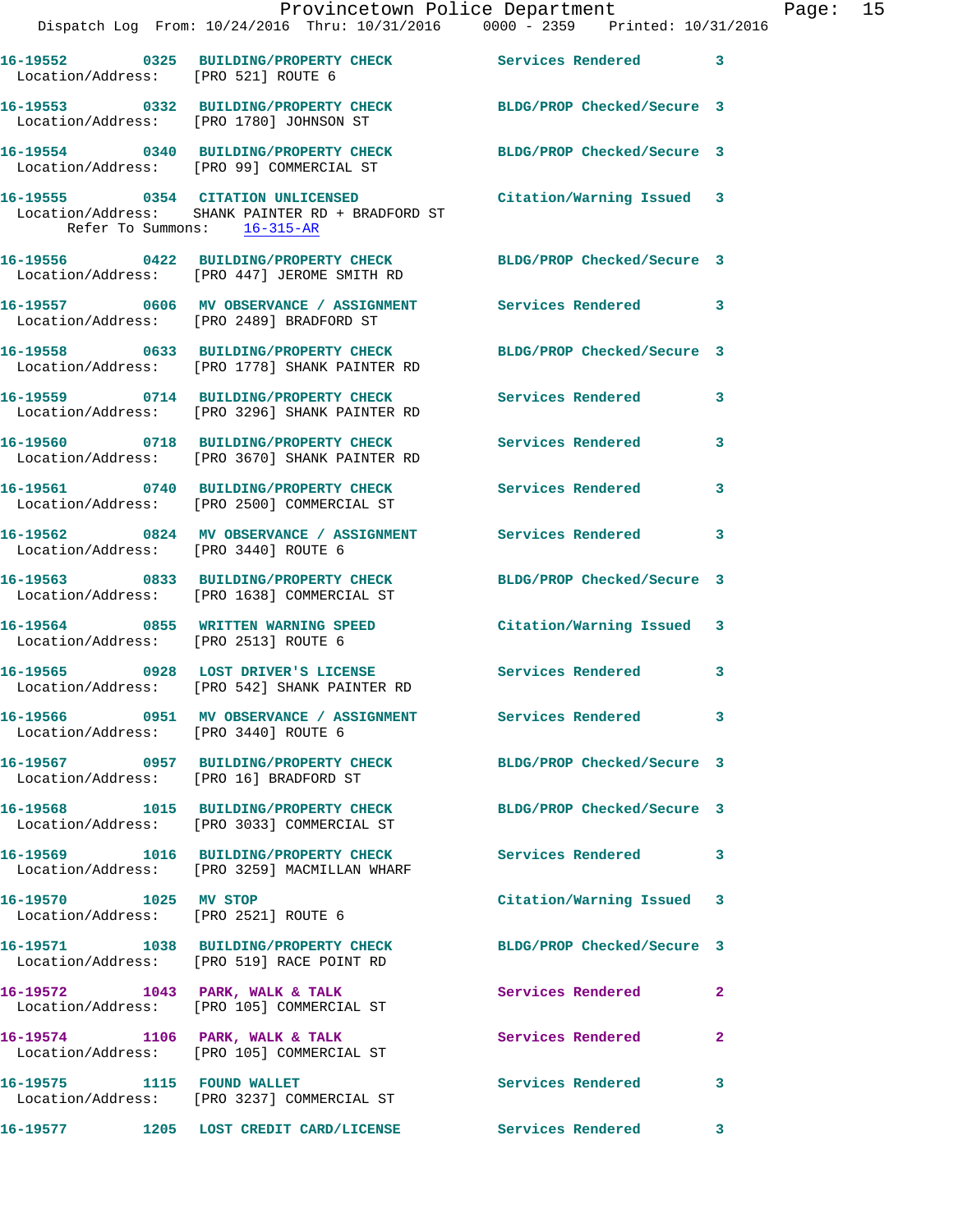16-19552 0325 BUILDING/PROPERTY CHECK Services Rendered 3
Location/Address: [PRO 521] ROUTE 6

16-19553 0332 BUILDING/PROPERTY CHECK BLDG/PROP Checked/Secure 3
Location/Address: [PRO 1780] JOHNSON ST

16-19554 0340 BUILDING/PROPERTY CHECK BLDG/PROP Checked/Secure 3
Location/Address: [PRO 99] COMMERCIAL ST

16-19555 0354 CITATION UNLICENSED Citation/Warning Issued 3
Location/Address: SHANK PAINTER RD + BRADFORD ST
Refer To Summons: 16-315-AR

16-19556 0422 BUILDING/PROPERTY CHECK BLDG/PROP Checked/Secure 3
Location/Address: [PRO 447] JEROME SMITH RD

16-19557 0606 MV OBSERVANCE / ASSIGNMENT Services Rendered 3
Location/Address: [PRO 2489] BRADFORD ST

16-19558 0633 BUILDING/PROPERTY CHECK BLDG/PROP Checked/Secure 3
Location/Address: [PRO 1778] SHANK PAINTER RD

16-19559 0714 BUILDING/PROPERTY CHECK Services Rendered 3
Location/Address: [PRO 3296] SHANK PAINTER RD

16-19560 0718 BUILDING/PROPERTY CHECK Services Rendered 3
Location/Address: [PRO 3670] SHANK PAINTER RD

16-19561 0740 BUILDING/PROPERTY CHECK Services Rendered 3
Location/Address: [PRO 2500] COMMERCIAL ST

16-19562 0824 MV OBSERVANCE / ASSIGNMENT Services Rendered 3
Location/Address: [PRO 3440] ROUTE 6

16-19563 0833 BUILDING/PROPERTY CHECK BLDG/PROP Checked/Secure 3
Location/Address: [PRO 1638] COMMERCIAL ST

16-19564 0855 WRITTEN WARNING SPEED Citation/Warning Issued 3
Location/Address: [PRO 2513] ROUTE 6

16-19565 0928 LOST DRIVER'S LICENSE Services Rendered 3
Location/Address: [PRO 542] SHANK PAINTER RD

16-19566 0951 MV OBSERVANCE / ASSIGNMENT Services Rendered 3
Location/Address: [PRO 3440] ROUTE 6

16-19567 0957 BUILDING/PROPERTY CHECK BLDG/PROP Checked/Secure 3
Location/Address: [PRO 16] BRADFORD ST

16-19568 1015 BUILDING/PROPERTY CHECK BLDG/PROP Checked/Secure 3
Location/Address: [PRO 3033] COMMERCIAL ST

16-19569 1016 BUILDING/PROPERTY CHECK Services Rendered 3
Location/Address: [PRO 3259] MACMILLAN WHARF

16-19570 1025 MV STOP Citation/Warning Issued 3
Location/Address: [PRO 2521] ROUTE 6

16-19571 1038 BUILDING/PROPERTY CHECK BLDG/PROP Checked/Secure 3
Location/Address: [PRO 519] RACE POINT RD

16-19572 1043 PARK, WALK & TALK Services Rendered 2
Location/Address: [PRO 105] COMMERCIAL ST

16-19574 1106 PARK, WALK & TALK Services Rendered 2
Location/Address: [PRO 105] COMMERCIAL ST

16-19575 1115 FOUND WALLET Services Rendered 3
Location/Address: [PRO 3237] COMMERCIAL ST

16-19577 1205 LOST CREDIT CARD/LICENSE Services Rendered 3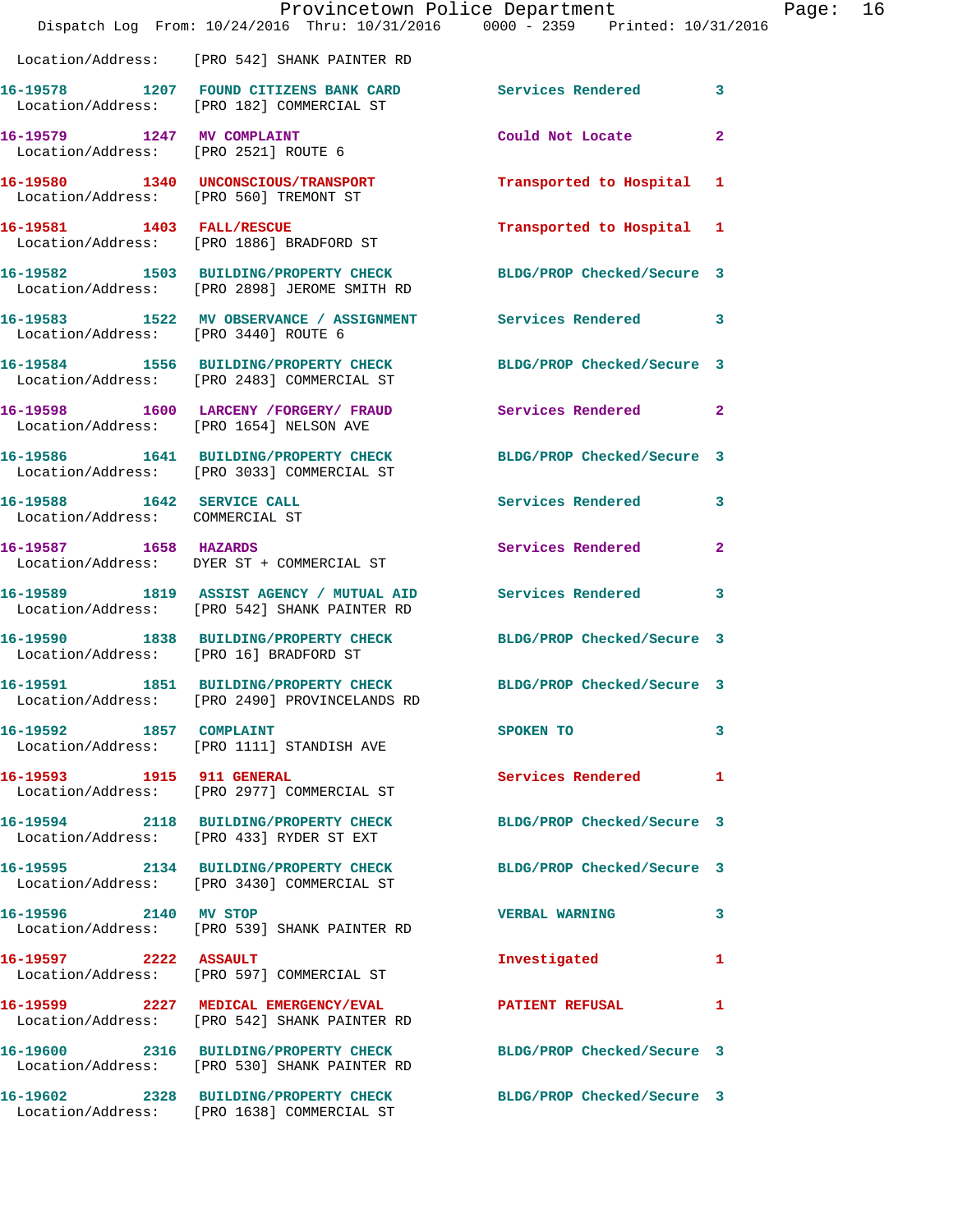Location/Address: [PRO 542] SHANK PAINTER RD

| Call Number | Time | Call Reason | Action | Priority |
|---|---|---|---|---|
| 16-19578 | 1207 | FOUND CITIZENS BANK CARD | Services Rendered | 3 |
| | | Location/Address: [PRO 182] COMMERCIAL ST | | |
| 16-19579 | 1247 | MV COMPLAINT | Could Not Locate | 2 |
| | | Location/Address: [PRO 2521] ROUTE 6 | | |
| 16-19580 | 1340 | UNCONSCIOUS/TRANSPORT | Transported to Hospital | 1 |
| | | Location/Address: [PRO 560] TREMONT ST | | |
| 16-19581 | 1403 | FALL/RESCUE | Transported to Hospital | 1 |
| | | Location/Address: [PRO 1886] BRADFORD ST | | |
| 16-19582 | 1503 | BUILDING/PROPERTY CHECK | BLDG/PROP Checked/Secure | 3 |
| | | Location/Address: [PRO 2898] JEROME SMITH RD | | |
| 16-19583 | 1522 | MV OBSERVANCE / ASSIGNMENT | Services Rendered | 3 |
| | | Location/Address: [PRO 3440] ROUTE 6 | | |
| 16-19584 | 1556 | BUILDING/PROPERTY CHECK | BLDG/PROP Checked/Secure | 3 |
| | | Location/Address: [PRO 2483] COMMERCIAL ST | | |
| 16-19598 | 1600 | LARCENY /FORGERY/ FRAUD | Services Rendered | 2 |
| | | Location/Address: [PRO 1654] NELSON AVE | | |
| 16-19586 | 1641 | BUILDING/PROPERTY CHECK | BLDG/PROP Checked/Secure | 3 |
| | | Location/Address: [PRO 3033] COMMERCIAL ST | | |
| 16-19588 | 1642 | SERVICE CALL | Services Rendered | 3 |
| | | Location/Address: COMMERCIAL ST | | |
| 16-19587 | 1658 | HAZARDS | Services Rendered | 2 |
| | | Location/Address: DYER ST + COMMERCIAL ST | | |
| 16-19589 | 1819 | ASSIST AGENCY / MUTUAL AID | Services Rendered | 3 |
| | | Location/Address: [PRO 542] SHANK PAINTER RD | | |
| 16-19590 | 1838 | BUILDING/PROPERTY CHECK | BLDG/PROP Checked/Secure | 3 |
| | | Location/Address: [PRO 16] BRADFORD ST | | |
| 16-19591 | 1851 | BUILDING/PROPERTY CHECK | BLDG/PROP Checked/Secure | 3 |
| | | Location/Address: [PRO 2490] PROVINCELANDS RD | | |
| 16-19592 | 1857 | COMPLAINT | SPOKEN TO | 3 |
| | | Location/Address: [PRO 1111] STANDISH AVE | | |
| 16-19593 | 1915 | 911 GENERAL | Services Rendered | 1 |
| | | Location/Address: [PRO 2977] COMMERCIAL ST | | |
| 16-19594 | 2118 | BUILDING/PROPERTY CHECK | BLDG/PROP Checked/Secure | 3 |
| | | Location/Address: [PRO 433] RYDER ST EXT | | |
| 16-19595 | 2134 | BUILDING/PROPERTY CHECK | BLDG/PROP Checked/Secure | 3 |
| | | Location/Address: [PRO 3430] COMMERCIAL ST | | |
| 16-19596 | 2140 | MV STOP | VERBAL WARNING | 3 |
| | | Location/Address: [PRO 539] SHANK PAINTER RD | | |
| 16-19597 | 2222 | ASSAULT | Investigated | 1 |
| | | Location/Address: [PRO 597] COMMERCIAL ST | | |
| 16-19599 | 2227 | MEDICAL EMERGENCY/EVAL | PATIENT REFUSAL | 1 |
| | | Location/Address: [PRO 542] SHANK PAINTER RD | | |
| 16-19600 | 2316 | BUILDING/PROPERTY CHECK | BLDG/PROP Checked/Secure | 3 |
| | | Location/Address: [PRO 530] SHANK PAINTER RD | | |
| 16-19602 | 2328 | BUILDING/PROPERTY CHECK | BLDG/PROP Checked/Secure | 3 |
| | | Location/Address: [PRO 1638] COMMERCIAL ST | | |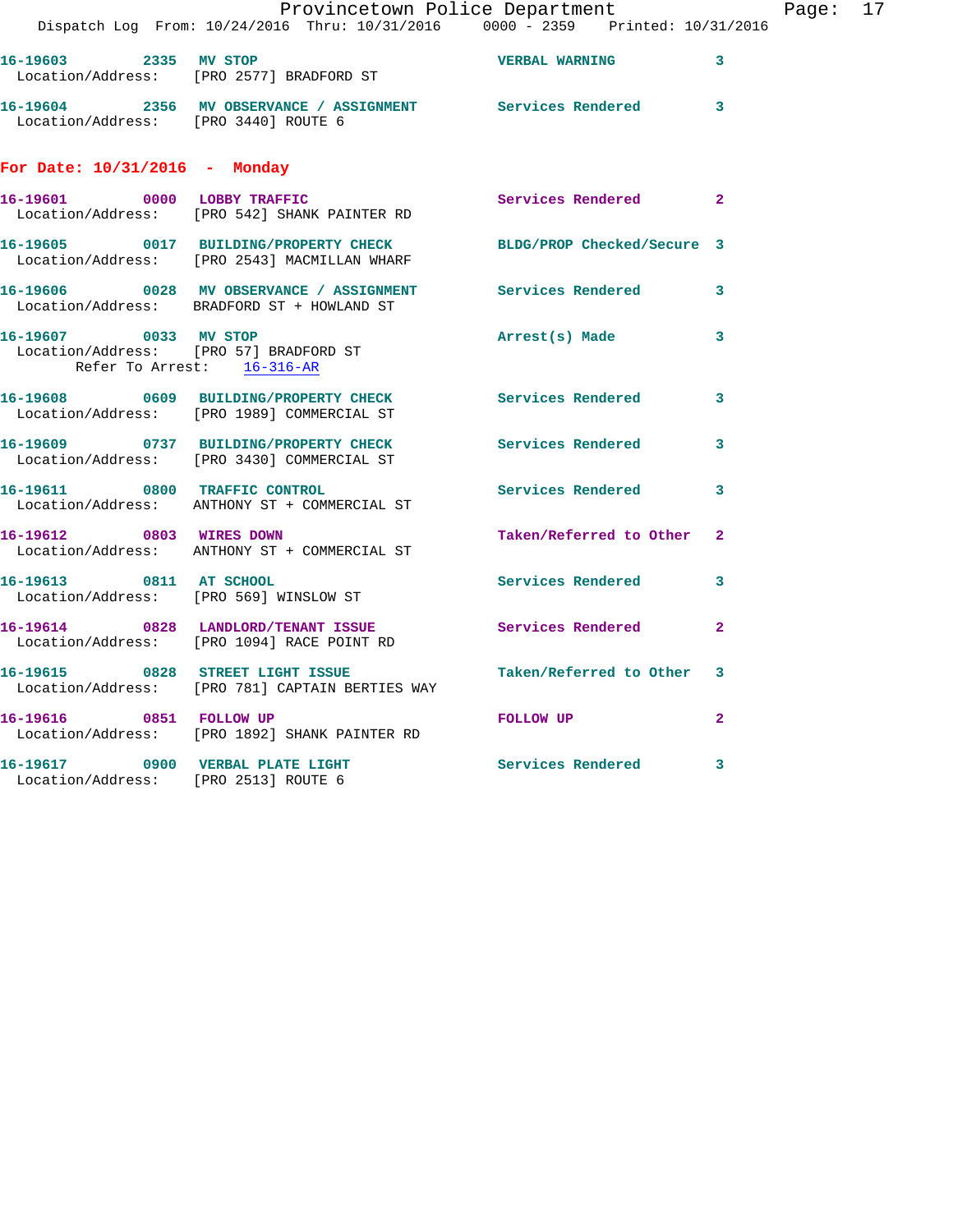16-19603 2335 MV STOP VERBAL WARNING 3
Location/Address: [PRO 2577] BRADFORD ST

16-19604 2356 MV OBSERVANCE / ASSIGNMENT Services Rendered 3
Location/Address: [PRO 3440] ROUTE 6

**For Date: 10/31/2016 - Monday**

16-19601 0000 LOBBY TRAFFIC Services Rendered 2
Location/Address: [PRO 542] SHANK PAINTER RD

16-19605 0017 BUILDING/PROPERTY CHECK BLDG/PROP Checked/Secure 3
Location/Address: [PRO 2543] MACMILLAN WHARF

16-19606 0028 MV OBSERVANCE / ASSIGNMENT Services Rendered 3
Location/Address: BRADFORD ST + HOWLAND ST

16-19607 0033 MV STOP Arrest(s) Made 3
Location/Address: [PRO 57] BRADFORD ST
Refer To Arrest: 16-316-AR

16-19608 0609 BUILDING/PROPERTY CHECK Services Rendered 3
Location/Address: [PRO 1989] COMMERCIAL ST

16-19609 0737 BUILDING/PROPERTY CHECK Services Rendered 3
Location/Address: [PRO 3430] COMMERCIAL ST

16-19611 0800 TRAFFIC CONTROL Services Rendered 3
Location/Address: ANTHONY ST + COMMERCIAL ST

16-19612 0803 WIRES DOWN Taken/Referred to Other 2
Location/Address: ANTHONY ST + COMMERCIAL ST

16-19613 0811 AT SCHOOL Services Rendered 3
Location/Address: [PRO 569] WINSLOW ST

16-19614 0828 LANDLORD/TENANT ISSUE Services Rendered 2
Location/Address: [PRO 1094] RACE POINT RD

16-19615 0828 STREET LIGHT ISSUE Taken/Referred to Other 3
Location/Address: [PRO 781] CAPTAIN BERTIES WAY

16-19616 0851 FOLLOW UP FOLLOW UP 2
Location/Address: [PRO 1892] SHANK PAINTER RD

16-19617 0900 VERBAL PLATE LIGHT Services Rendered 3
Location/Address: [PRO 2513] ROUTE 6